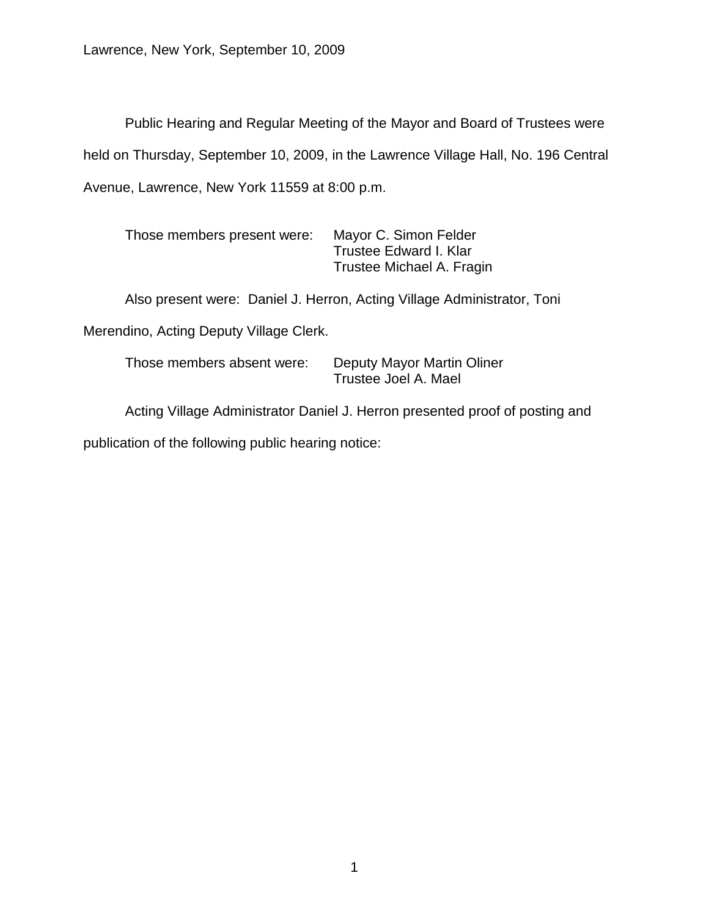Lawrence, New York, September 10, 2009

Public Hearing and Regular Meeting of the Mayor and Board of Trustees were held on Thursday, September 10, 2009, in the Lawrence Village Hall, No. 196 Central Avenue, Lawrence, New York 11559 at 8:00 p.m.

Those members present were: Mayor C. Simon Felder
Trustee Edward I. Klar
Trustee Michael A. Fragin

Also present were: Daniel J. Herron, Acting Village Administrator, Toni Merendino, Acting Deputy Village Clerk.

Those members absent were: Deputy Mayor Martin Oliner
Trustee Joel A. Mael

Acting Village Administrator Daniel J. Herron presented proof of posting and publication of the following public hearing notice: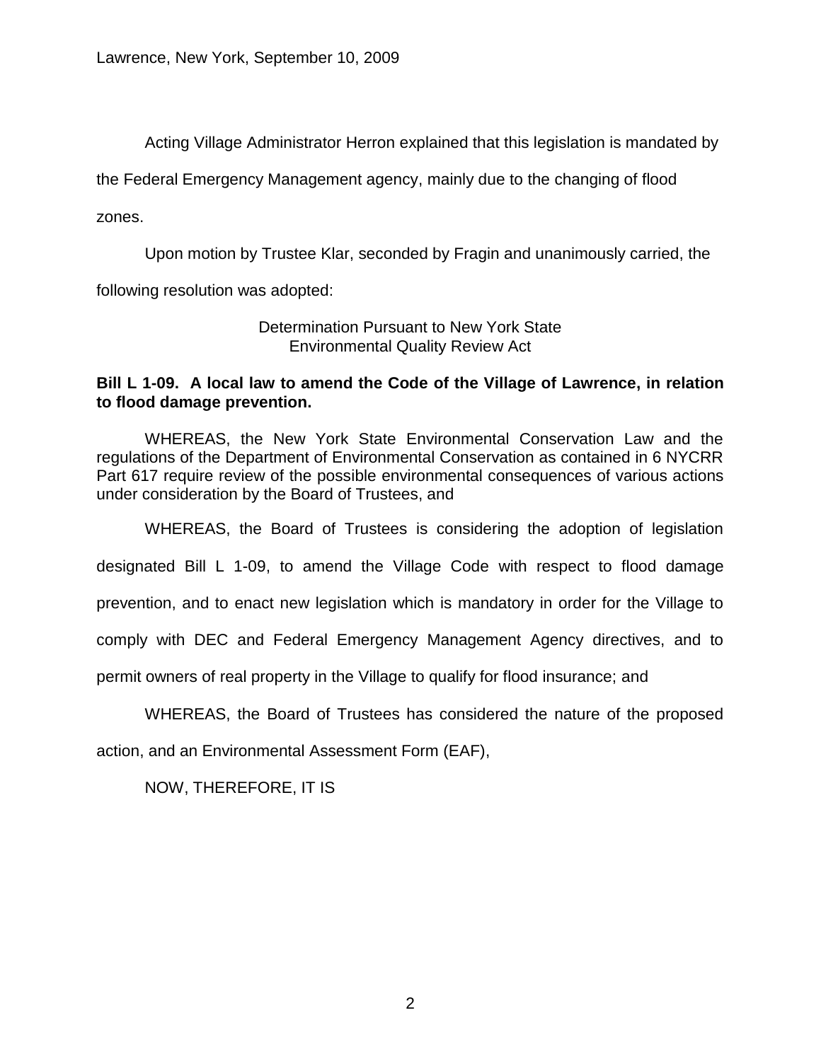Acting Village Administrator Herron explained that this legislation is mandated by the Federal Emergency Management agency, mainly due to the changing of flood zones.

Upon motion by Trustee Klar, seconded by Fragin and unanimously carried, the following resolution was adopted:

Determination Pursuant to New York State
Environmental Quality Review Act

**Bill L 1-09. A local law to amend the Code of the Village of Lawrence, in relation to flood damage prevention.**

WHEREAS, the New York State Environmental Conservation Law and the regulations of the Department of Environmental Conservation as contained in 6 NYCRR Part 617 require review of the possible environmental consequences of various actions under consideration by the Board of Trustees, and

WHEREAS, the Board of Trustees is considering the adoption of legislation designated Bill L 1-09, to amend the Village Code with respect to flood damage prevention, and to enact new legislation which is mandatory in order for the Village to comply with DEC and Federal Emergency Management Agency directives, and to permit owners of real property in the Village to qualify for flood insurance; and

WHEREAS, the Board of Trustees has considered the nature of the proposed action, and an Environmental Assessment Form (EAF),

NOW, THEREFORE, IT IS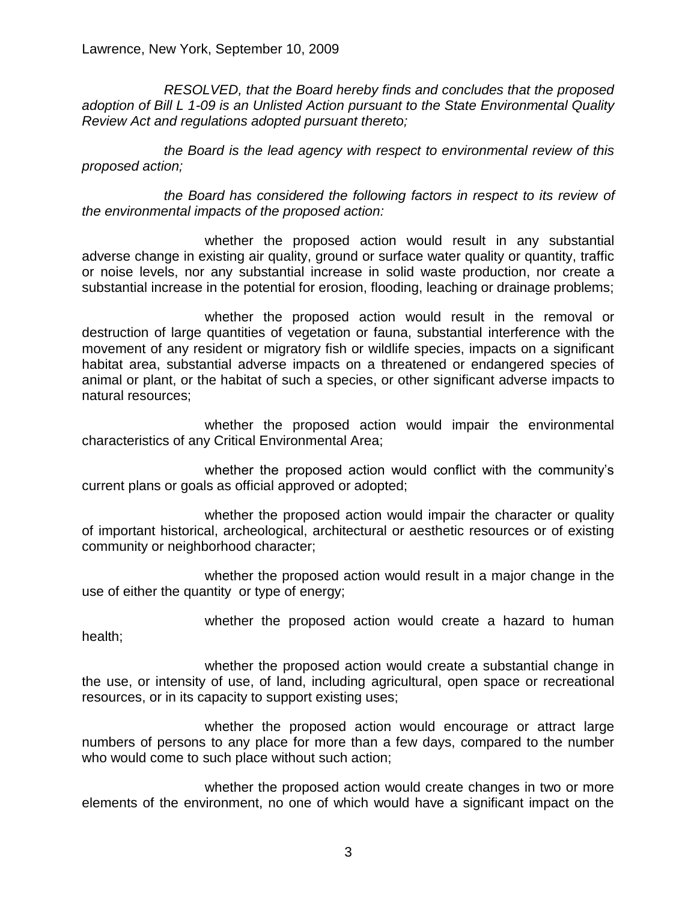Lawrence, New York, September 10, 2009

*RESOLVED, that the Board hereby finds and concludes that the proposed adoption of Bill L 1-09 is an Unlisted Action pursuant to the State Environmental Quality Review Act and regulations adopted pursuant thereto;*

*the Board is the lead agency with respect to environmental review of this proposed action;*

*the Board has considered the following factors in respect to its review of the environmental impacts of the proposed action:*

whether the proposed action would result in any substantial adverse change in existing air quality, ground or surface water quality or quantity, traffic or noise levels, nor any substantial increase in solid waste production, nor create a substantial increase in the potential for erosion, flooding, leaching or drainage problems;

whether the proposed action would result in the removal or destruction of large quantities of vegetation or fauna, substantial interference with the movement of any resident or migratory fish or wildlife species, impacts on a significant habitat area, substantial adverse impacts on a threatened or endangered species of animal or plant, or the habitat of such a species, or other significant adverse impacts to natural resources;

whether the proposed action would impair the environmental characteristics of any Critical Environmental Area;

whether the proposed action would conflict with the community's current plans or goals as official approved or adopted;

whether the proposed action would impair the character or quality of important historical, archeological, architectural or aesthetic resources or of existing community or neighborhood character;

whether the proposed action would result in a major change in the use of either the quantity or type of energy;

whether the proposed action would create a hazard to human health;

whether the proposed action would create a substantial change in the use, or intensity of use, of land, including agricultural, open space or recreational resources, or in its capacity to support existing uses;

whether the proposed action would encourage or attract large numbers of persons to any place for more than a few days, compared to the number who would come to such place without such action;

whether the proposed action would create changes in two or more elements of the environment, no one of which would have a significant impact on the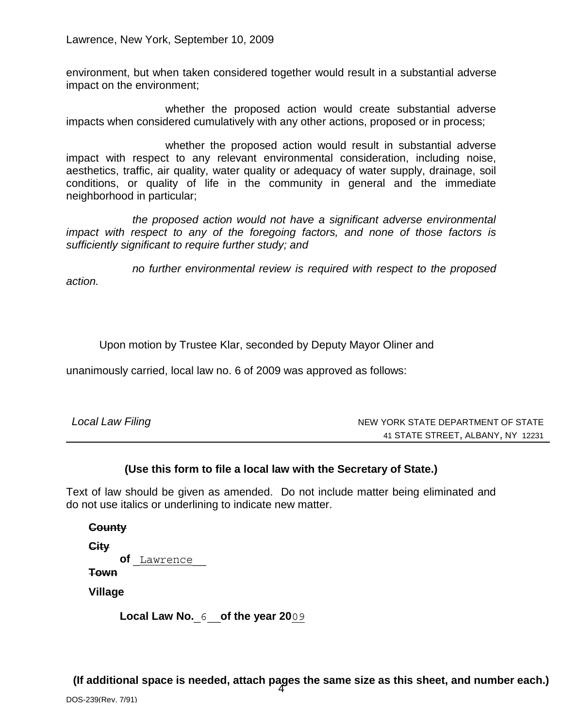environment, but when taken considered together would result in a substantial adverse impact on the environment;

whether the proposed action would create substantial adverse impacts when considered cumulatively with any other actions, proposed or in process;

whether the proposed action would result in substantial adverse impact with respect to any relevant environmental consideration, including noise, aesthetics, traffic, air quality, water quality or adequacy of water supply, drainage, soil conditions, or quality of life in the community in general and the immediate neighborhood in particular;

*the proposed action would not have a significant adverse environmental impact with respect to any of the foregoing factors, and none of those factors is sufficiently significant to require further study; and*

*no further environmental review is required with respect to the proposed action.*

Upon motion by Trustee Klar, seconded by Deputy Mayor Oliner and unanimously carried, local law no. 6 of 2009 was approved as follows:

*Local Law Filing* — NEW YORK STATE DEPARTMENT OF STATE, 41 STATE STREET, ALBANY, NY 12231

**(Use this form to file a local law with the Secretary of State.)**

Text of law should be given as amended. Do not include matter being eliminated and do not use italics or underlining to indicate new matter.

**~~County~~**
**~~City~~**
**~~Town~~**
**Village**

**of** Lawrence

**Local Law No.** 6 **of the year 20**09

**(If additional space is needed, attach pages the same size as this sheet, and number each.)**

DOS-239(Rev. 7/91)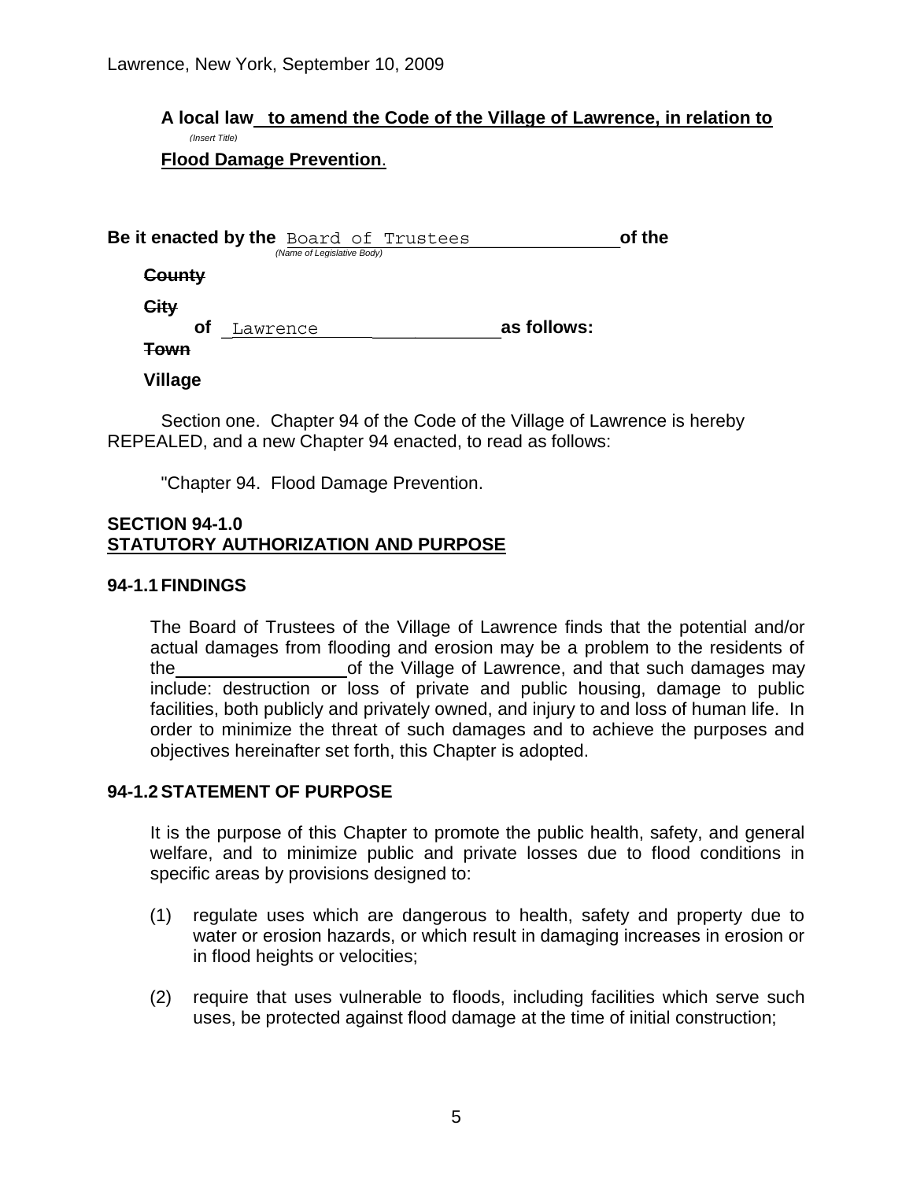Lawrence, New York, September 10, 2009

**A local law to amend the Code of the Village of Lawrence, in relation to**
*(Insert Title)*
**Flood Damage Prevention**.

**Be it enacted by the** Board of Trustees **of the**
*(Name of Legislative Body)*

~~**County**~~

~~**City**~~

**of** Lawrence **as follows:**

~~**Town**~~

**Village**

Section one. Chapter 94 of the Code of the Village of Lawrence is hereby REPEALED, and a new Chapter 94 enacted, to read as follows:

"Chapter 94. Flood Damage Prevention.

## SECTION 94-1.0 STATUTORY AUTHORIZATION AND PURPOSE

### 94-1.1 FINDINGS

The Board of Trustees of the Village of Lawrence finds that the potential and/or actual damages from flooding and erosion may be a problem to the residents of the ________________ of the Village of Lawrence, and that such damages may include: destruction or loss of private and public housing, damage to public facilities, both publicly and privately owned, and injury to and loss of human life. In order to minimize the threat of such damages and to achieve the purposes and objectives hereinafter set forth, this Chapter is adopted.

### 94-1.2 STATEMENT OF PURPOSE

It is the purpose of this Chapter to promote the public health, safety, and general welfare, and to minimize public and private losses due to flood conditions in specific areas by provisions designed to:

(1) regulate uses which are dangerous to health, safety and property due to water or erosion hazards, or which result in damaging increases in erosion or in flood heights or velocities;

(2) require that uses vulnerable to floods, including facilities which serve such uses, be protected against flood damage at the time of initial construction;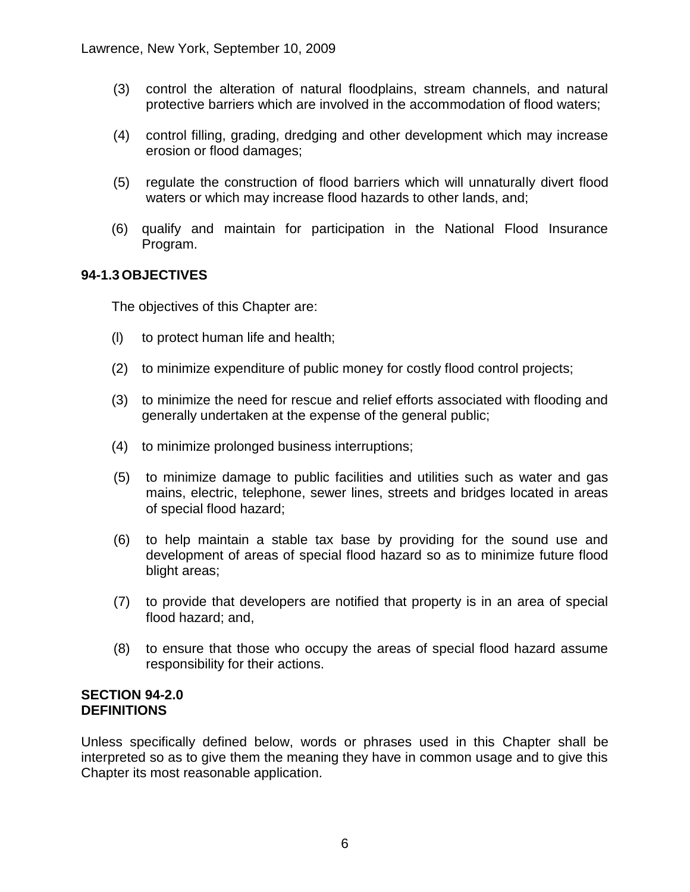(3) control the alteration of natural floodplains, stream channels, and natural protective barriers which are involved in the accommodation of flood waters;

(4) control filling, grading, dredging and other development which may increase erosion or flood damages;

(5) regulate the construction of flood barriers which will unnaturally divert flood waters or which may increase flood hazards to other lands, and;

(6) qualify and maintain for participation in the National Flood Insurance Program.

**94-1.3 OBJECTIVES**

The objectives of this Chapter are:

(l) to protect human life and health;

(2) to minimize expenditure of public money for costly flood control projects;

(3) to minimize the need for rescue and relief efforts associated with flooding and generally undertaken at the expense of the general public;

(4) to minimize prolonged business interruptions;

(5) to minimize damage to public facilities and utilities such as water and gas mains, electric, telephone, sewer lines, streets and bridges located in areas of special flood hazard;

(6) to help maintain a stable tax base by providing for the sound use and development of areas of special flood hazard so as to minimize future flood blight areas;

(7) to provide that developers are notified that property is in an area of special flood hazard; and,

(8) to ensure that those who occupy the areas of special flood hazard assume responsibility for their actions.

**SECTION 94-2.0**
**DEFINITIONS**

Unless specifically defined below, words or phrases used in this Chapter shall be interpreted so as to give them the meaning they have in common usage and to give this Chapter its most reasonable application.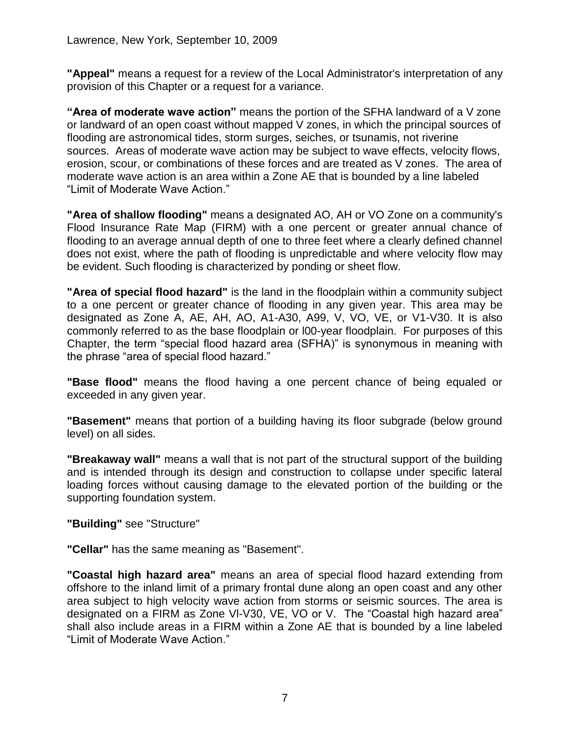**"Appeal"** means a request for a review of the Local Administrator's interpretation of any provision of this Chapter or a request for a variance.

**"Area of moderate wave action"** means the portion of the SFHA landward of a V zone or landward of an open coast without mapped V zones, in which the principal sources of flooding are astronomical tides, storm surges, seiches, or tsunamis, not riverine sources. Areas of moderate wave action may be subject to wave effects, velocity flows, erosion, scour, or combinations of these forces and are treated as V zones. The area of moderate wave action is an area within a Zone AE that is bounded by a line labeled "Limit of Moderate Wave Action."

**"Area of shallow flooding"** means a designated AO, AH or VO Zone on a community's Flood Insurance Rate Map (FIRM) with a one percent or greater annual chance of flooding to an average annual depth of one to three feet where a clearly defined channel does not exist, where the path of flooding is unpredictable and where velocity flow may be evident. Such flooding is characterized by ponding or sheet flow.

**"Area of special flood hazard"** is the land in the floodplain within a community subject to a one percent or greater chance of flooding in any given year. This area may be designated as Zone A, AE, AH, AO, A1-A30, A99, V, VO, VE, or V1-V30. It is also commonly referred to as the base floodplain or l00-year floodplain. For purposes of this Chapter, the term "special flood hazard area (SFHA)" is synonymous in meaning with the phrase "area of special flood hazard."

**"Base flood"** means the flood having a one percent chance of being equaled or exceeded in any given year.

**"Basement"** means that portion of a building having its floor subgrade (below ground level) on all sides.

**"Breakaway wall"** means a wall that is not part of the structural support of the building and is intended through its design and construction to collapse under specific lateral loading forces without causing damage to the elevated portion of the building or the supporting foundation system.

**"Building"** see "Structure"

**"Cellar"** has the same meaning as "Basement".

**"Coastal high hazard area"** means an area of special flood hazard extending from offshore to the inland limit of a primary frontal dune along an open coast and any other area subject to high velocity wave action from storms or seismic sources. The area is designated on a FIRM as Zone Vl-V30, VE, VO or V. The "Coastal high hazard area" shall also include areas in a FIRM within a Zone AE that is bounded by a line labeled "Limit of Moderate Wave Action."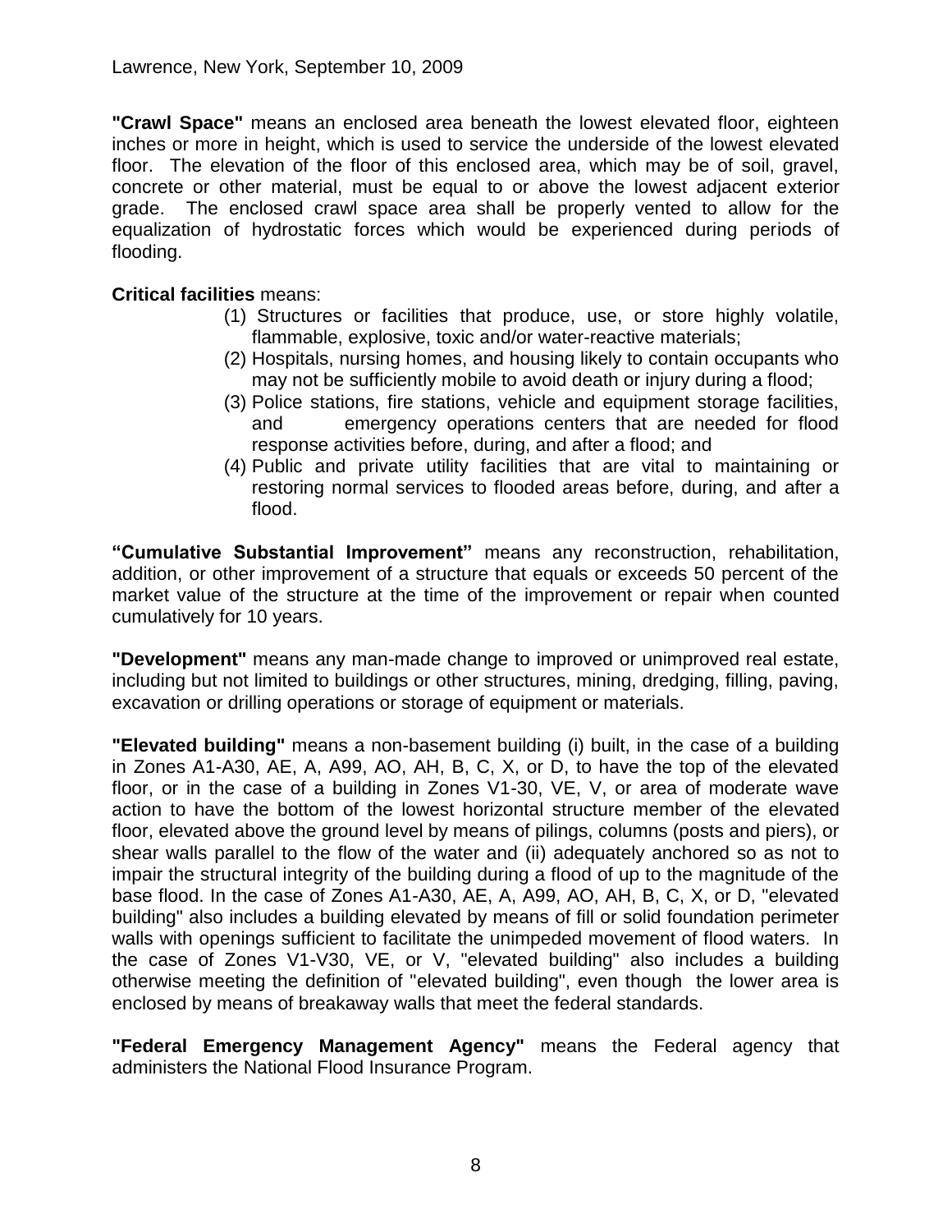**"Crawl Space"** means an enclosed area beneath the lowest elevated floor, eighteen inches or more in height, which is used to service the underside of the lowest elevated floor. The elevation of the floor of this enclosed area, which may be of soil, gravel, concrete or other material, must be equal to or above the lowest adjacent exterior grade. The enclosed crawl space area shall be properly vented to allow for the equalization of hydrostatic forces which would be experienced during periods of flooding.

**Critical facilities** means:

(1) Structures or facilities that produce, use, or store highly volatile, flammable, explosive, toxic and/or water-reactive materials;
(2) Hospitals, nursing homes, and housing likely to contain occupants who may not be sufficiently mobile to avoid death or injury during a flood;
(3) Police stations, fire stations, vehicle and equipment storage facilities, and emergency operations centers that are needed for flood response activities before, during, and after a flood; and
(4) Public and private utility facilities that are vital to maintaining or restoring normal services to flooded areas before, during, and after a flood.

**"Cumulative Substantial Improvement"** means any reconstruction, rehabilitation, addition, or other improvement of a structure that equals or exceeds 50 percent of the market value of the structure at the time of the improvement or repair when counted cumulatively for 10 years.

**"Development"** means any man-made change to improved or unimproved real estate, including but not limited to buildings or other structures, mining, dredging, filling, paving, excavation or drilling operations or storage of equipment or materials.

**"Elevated building"** means a non-basement building (i) built, in the case of a building in Zones A1-A30, AE, A, A99, AO, AH, B, C, X, or D, to have the top of the elevated floor, or in the case of a building in Zones V1-30, VE, V, or area of moderate wave action to have the bottom of the lowest horizontal structure member of the elevated floor, elevated above the ground level by means of pilings, columns (posts and piers), or shear walls parallel to the flow of the water and (ii) adequately anchored so as not to impair the structural integrity of the building during a flood of up to the magnitude of the base flood. In the case of Zones A1-A30, AE, A, A99, AO, AH, B, C, X, or D, "elevated building" also includes a building elevated by means of fill or solid foundation perimeter walls with openings sufficient to facilitate the unimpeded movement of flood waters. In the case of Zones V1-V30, VE, or V, "elevated building" also includes a building otherwise meeting the definition of "elevated building", even though the lower area is enclosed by means of breakaway walls that meet the federal standards.

**"Federal Emergency Management Agency"** means the Federal agency that administers the National Flood Insurance Program.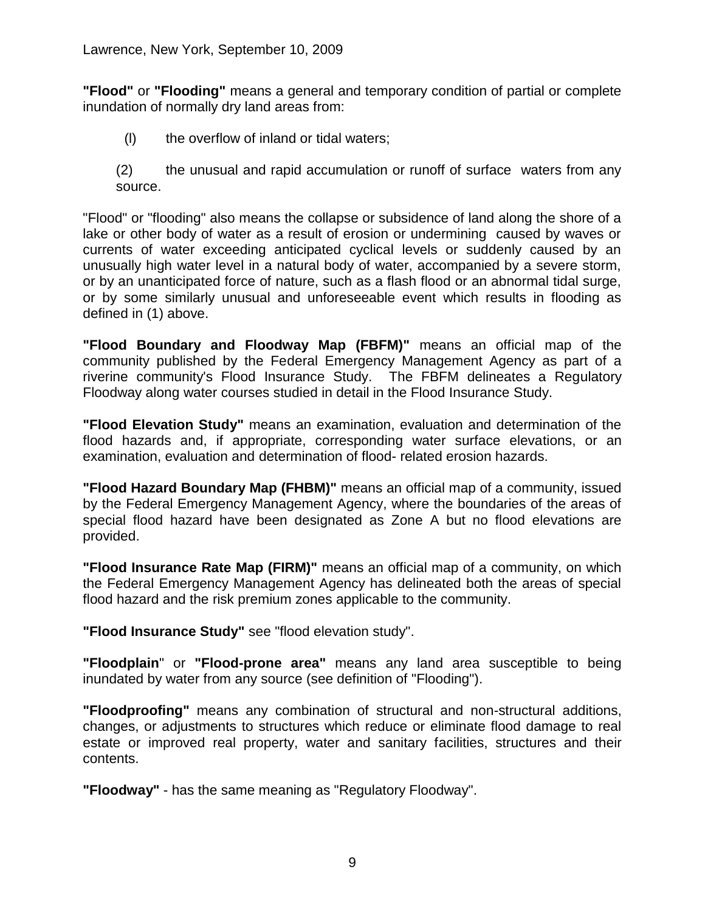**"Flood"** or **"Flooding"** means a general and temporary condition of partial or complete inundation of normally dry land areas from:

(l) the overflow of inland or tidal waters;

(2) the unusual and rapid accumulation or runoff of surface waters from any source.

"Flood" or "flooding" also means the collapse or subsidence of land along the shore of a lake or other body of water as a result of erosion or undermining caused by waves or currents of water exceeding anticipated cyclical levels or suddenly caused by an unusually high water level in a natural body of water, accompanied by a severe storm, or by an unanticipated force of nature, such as a flash flood or an abnormal tidal surge, or by some similarly unusual and unforeseeable event which results in flooding as defined in (1) above.

**"Flood Boundary and Floodway Map (FBFM)"** means an official map of the community published by the Federal Emergency Management Agency as part of a riverine community's Flood Insurance Study. The FBFM delineates a Regulatory Floodway along water courses studied in detail in the Flood Insurance Study.

**"Flood Elevation Study"** means an examination, evaluation and determination of the flood hazards and, if appropriate, corresponding water surface elevations, or an examination, evaluation and determination of flood- related erosion hazards.

**"Flood Hazard Boundary Map (FHBM)"** means an official map of a community, issued by the Federal Emergency Management Agency, where the boundaries of the areas of special flood hazard have been designated as Zone A but no flood elevations are provided.

**"Flood Insurance Rate Map (FIRM)"** means an official map of a community, on which the Federal Emergency Management Agency has delineated both the areas of special flood hazard and the risk premium zones applicable to the community.

**"Flood Insurance Study"** see "flood elevation study".

**"Floodplain**" or **"Flood-prone area"** means any land area susceptible to being inundated by water from any source (see definition of "Flooding").

**"Floodproofing"** means any combination of structural and non-structural additions, changes, or adjustments to structures which reduce or eliminate flood damage to real estate or improved real property, water and sanitary facilities, structures and their contents.

**"Floodway"** - has the same meaning as "Regulatory Floodway".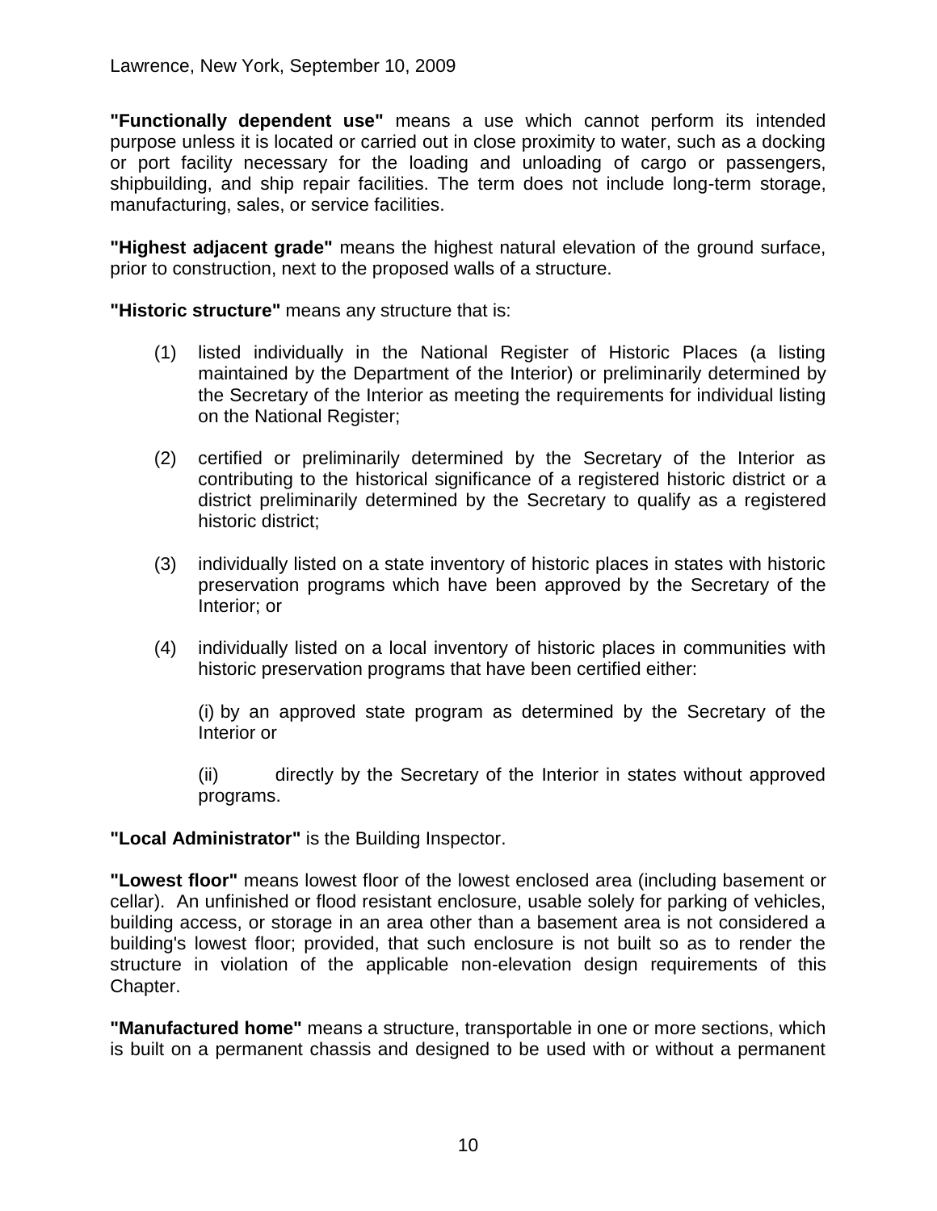**"Functionally dependent use"** means a use which cannot perform its intended purpose unless it is located or carried out in close proximity to water, such as a docking or port facility necessary for the loading and unloading of cargo or passengers, shipbuilding, and ship repair facilities. The term does not include long-term storage, manufacturing, sales, or service facilities.

**"Highest adjacent grade"** means the highest natural elevation of the ground surface, prior to construction, next to the proposed walls of a structure.

**"Historic structure"** means any structure that is:

(1) listed individually in the National Register of Historic Places (a listing maintained by the Department of the Interior) or preliminarily determined by the Secretary of the Interior as meeting the requirements for individual listing on the National Register;

(2) certified or preliminarily determined by the Secretary of the Interior as contributing to the historical significance of a registered historic district or a district preliminarily determined by the Secretary to qualify as a registered historic district;

(3) individually listed on a state inventory of historic places in states with historic preservation programs which have been approved by the Secretary of the Interior; or

(4) individually listed on a local inventory of historic places in communities with historic preservation programs that have been certified either:

(i) by an approved state program as determined by the Secretary of the Interior or

(ii) directly by the Secretary of the Interior in states without approved programs.

**"Local Administrator"** is the Building Inspector.

**"Lowest floor"** means lowest floor of the lowest enclosed area (including basement or cellar). An unfinished or flood resistant enclosure, usable solely for parking of vehicles, building access, or storage in an area other than a basement area is not considered a building's lowest floor; provided, that such enclosure is not built so as to render the structure in violation of the applicable non-elevation design requirements of this Chapter.

**"Manufactured home"** means a structure, transportable in one or more sections, which is built on a permanent chassis and designed to be used with or without a permanent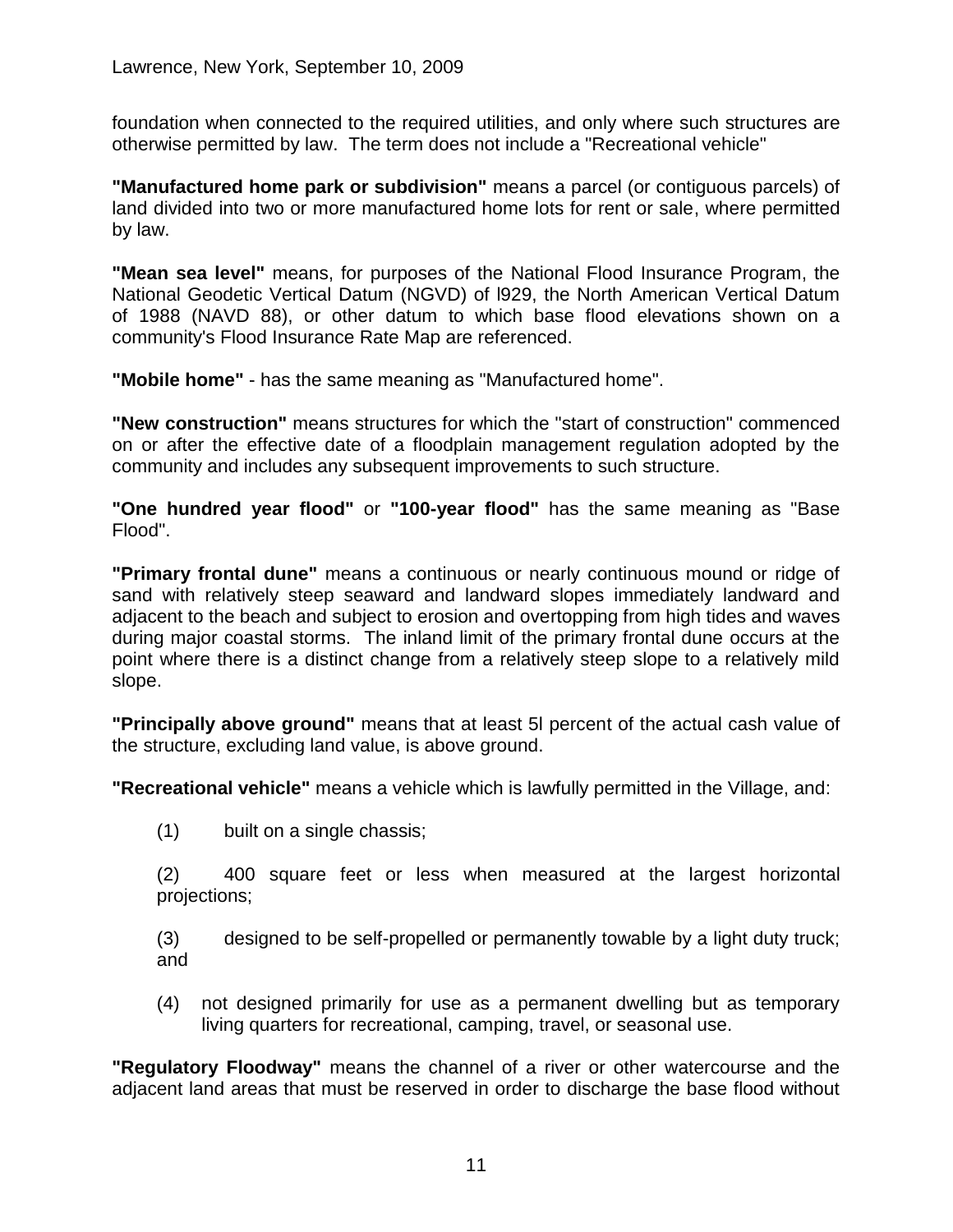foundation when connected to the required utilities, and only where such structures are otherwise permitted by law. The term does not include a "Recreational vehicle"

**"Manufactured home park or subdivision"** means a parcel (or contiguous parcels) of land divided into two or more manufactured home lots for rent or sale, where permitted by law.

**"Mean sea level"** means, for purposes of the National Flood Insurance Program, the National Geodetic Vertical Datum (NGVD) of l929, the North American Vertical Datum of 1988 (NAVD 88), or other datum to which base flood elevations shown on a community's Flood Insurance Rate Map are referenced.

**"Mobile home"** - has the same meaning as "Manufactured home".

**"New construction"** means structures for which the "start of construction" commenced on or after the effective date of a floodplain management regulation adopted by the community and includes any subsequent improvements to such structure.

**"One hundred year flood"** or **"100-year flood"** has the same meaning as "Base Flood".

**"Primary frontal dune"** means a continuous or nearly continuous mound or ridge of sand with relatively steep seaward and landward slopes immediately landward and adjacent to the beach and subject to erosion and overtopping from high tides and waves during major coastal storms. The inland limit of the primary frontal dune occurs at the point where there is a distinct change from a relatively steep slope to a relatively mild slope.

**"Principally above ground"** means that at least 5l percent of the actual cash value of the structure, excluding land value, is above ground.

**"Recreational vehicle"** means a vehicle which is lawfully permitted in the Village, and:

(1) built on a single chassis;

(2) 400 square feet or less when measured at the largest horizontal projections;

(3) designed to be self-propelled or permanently towable by a light duty truck; and

(4) not designed primarily for use as a permanent dwelling but as temporary living quarters for recreational, camping, travel, or seasonal use.

**"Regulatory Floodway"** means the channel of a river or other watercourse and the adjacent land areas that must be reserved in order to discharge the base flood without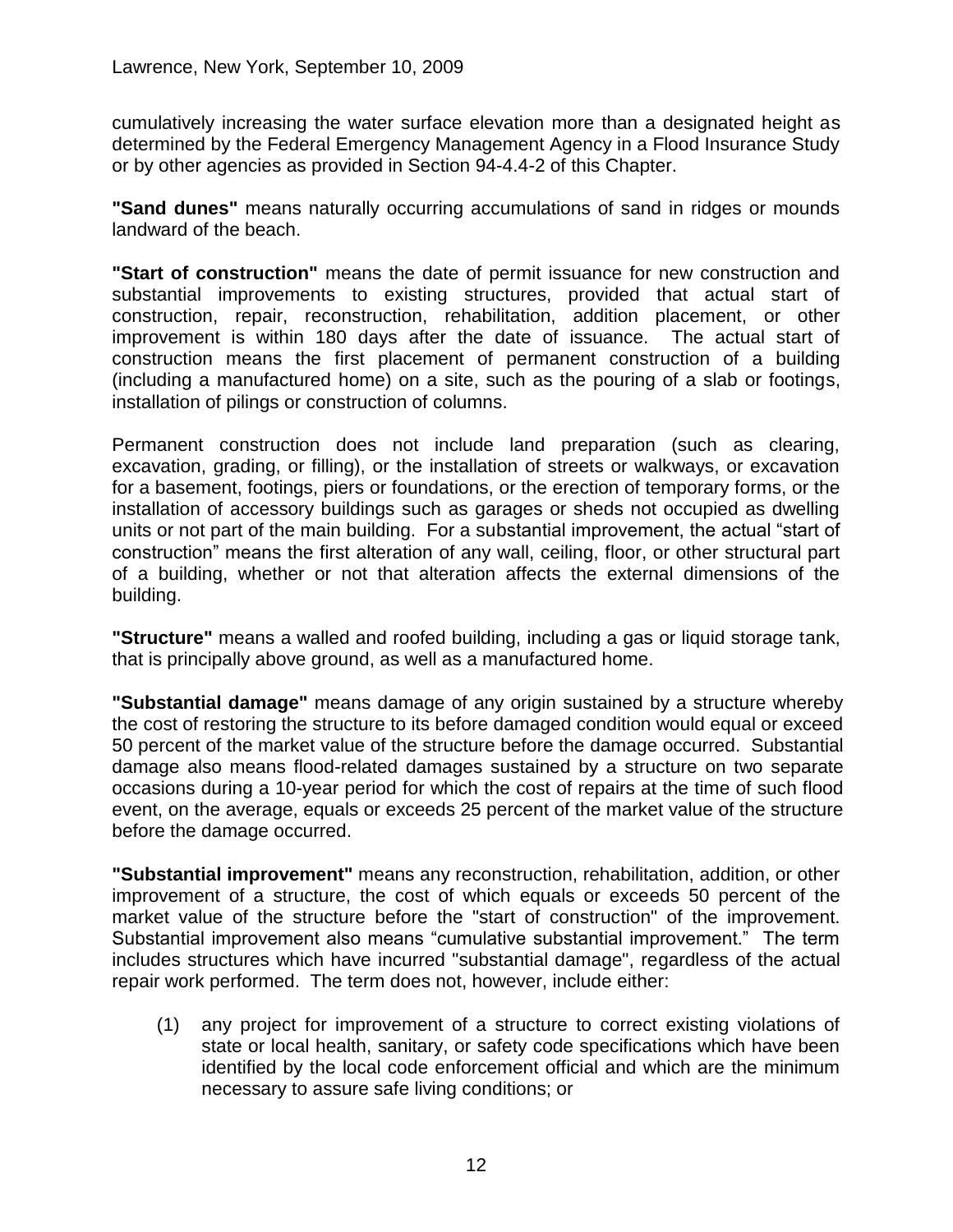cumulatively increasing the water surface elevation more than a designated height as determined by the Federal Emergency Management Agency in a Flood Insurance Study or by other agencies as provided in Section 94-4.4-2 of this Chapter.

**"Sand dunes"** means naturally occurring accumulations of sand in ridges or mounds landward of the beach.

**"Start of construction"** means the date of permit issuance for new construction and substantial improvements to existing structures, provided that actual start of construction, repair, reconstruction, rehabilitation, addition placement, or other improvement is within 180 days after the date of issuance. The actual start of construction means the first placement of permanent construction of a building (including a manufactured home) on a site, such as the pouring of a slab or footings, installation of pilings or construction of columns.

Permanent construction does not include land preparation (such as clearing, excavation, grading, or filling), or the installation of streets or walkways, or excavation for a basement, footings, piers or foundations, or the erection of temporary forms, or the installation of accessory buildings such as garages or sheds not occupied as dwelling units or not part of the main building. For a substantial improvement, the actual "start of construction" means the first alteration of any wall, ceiling, floor, or other structural part of a building, whether or not that alteration affects the external dimensions of the building.

**"Structure"** means a walled and roofed building, including a gas or liquid storage tank, that is principally above ground, as well as a manufactured home.

**"Substantial damage"** means damage of any origin sustained by a structure whereby the cost of restoring the structure to its before damaged condition would equal or exceed 50 percent of the market value of the structure before the damage occurred. Substantial damage also means flood-related damages sustained by a structure on two separate occasions during a 10-year period for which the cost of repairs at the time of such flood event, on the average, equals or exceeds 25 percent of the market value of the structure before the damage occurred.

**"Substantial improvement"** means any reconstruction, rehabilitation, addition, or other improvement of a structure, the cost of which equals or exceeds 50 percent of the market value of the structure before the "start of construction" of the improvement. Substantial improvement also means "cumulative substantial improvement." The term includes structures which have incurred "substantial damage", regardless of the actual repair work performed. The term does not, however, include either:

(1) any project for improvement of a structure to correct existing violations of state or local health, sanitary, or safety code specifications which have been identified by the local code enforcement official and which are the minimum necessary to assure safe living conditions; or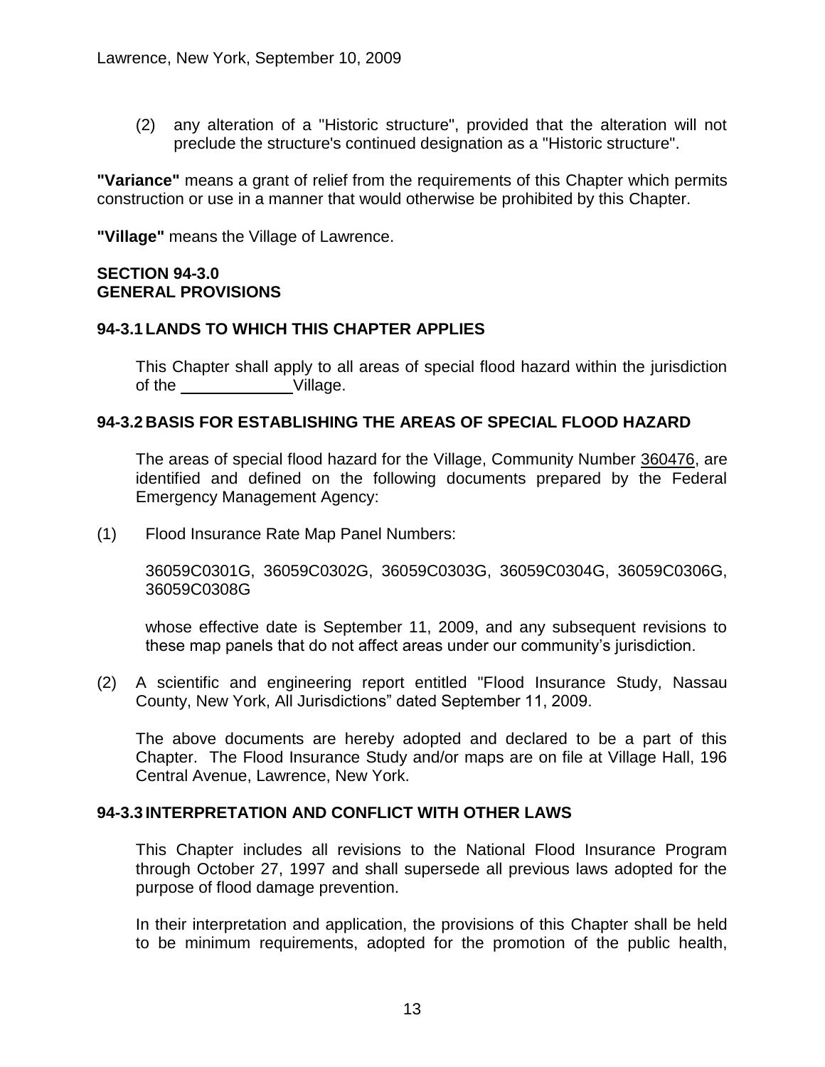(2) any alteration of a "Historic structure", provided that the alteration will not preclude the structure's continued designation as a "Historic structure".

**"Variance"** means a grant of relief from the requirements of this Chapter which permits construction or use in a manner that would otherwise be prohibited by this Chapter.

**"Village"** means the Village of Lawrence.

## SECTION 94-3.0
## GENERAL PROVISIONS

### 94-3.1 LANDS TO WHICH THIS CHAPTER APPLIES

This Chapter shall apply to all areas of special flood hazard within the jurisdiction of the ____________ Village.

### 94-3.2 BASIS FOR ESTABLISHING THE AREAS OF SPECIAL FLOOD HAZARD

The areas of special flood hazard for the Village, Community Number 360476, are identified and defined on the following documents prepared by the Federal Emergency Management Agency:

(1) Flood Insurance Rate Map Panel Numbers:

36059C0301G, 36059C0302G, 36059C0303G, 36059C0304G, 36059C0306G, 36059C0308G

whose effective date is September 11, 2009, and any subsequent revisions to these map panels that do not affect areas under our community's jurisdiction.

(2) A scientific and engineering report entitled "Flood Insurance Study, Nassau County, New York, All Jurisdictions" dated September 11, 2009.

The above documents are hereby adopted and declared to be a part of this Chapter. The Flood Insurance Study and/or maps are on file at Village Hall, 196 Central Avenue, Lawrence, New York.

### 94-3.3 INTERPRETATION AND CONFLICT WITH OTHER LAWS

This Chapter includes all revisions to the National Flood Insurance Program through October 27, 1997 and shall supersede all previous laws adopted for the purpose of flood damage prevention.

In their interpretation and application, the provisions of this Chapter shall be held to be minimum requirements, adopted for the promotion of the public health,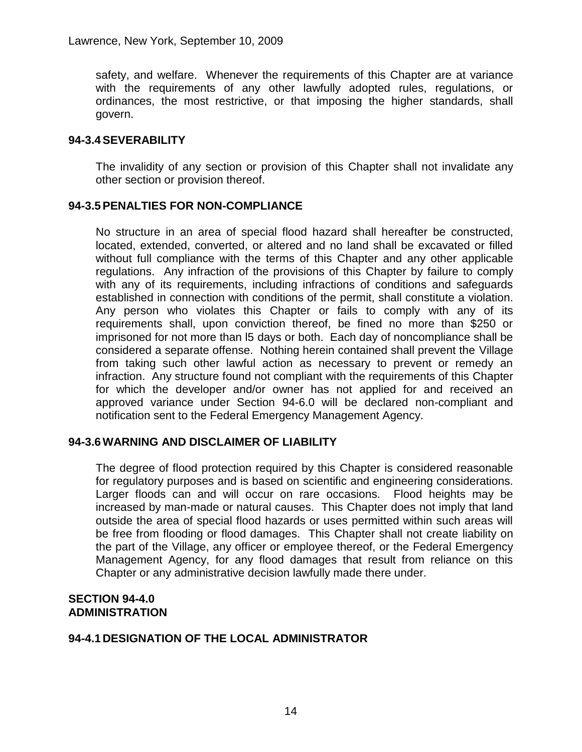safety, and welfare. Whenever the requirements of this Chapter are at variance with the requirements of any other lawfully adopted rules, regulations, or ordinances, the most restrictive, or that imposing the higher standards, shall govern.

### 94-3.4 SEVERABILITY

The invalidity of any section or provision of this Chapter shall not invalidate any other section or provision thereof.

### 94-3.5 PENALTIES FOR NON-COMPLIANCE

No structure in an area of special flood hazard shall hereafter be constructed, located, extended, converted, or altered and no land shall be excavated or filled without full compliance with the terms of this Chapter and any other applicable regulations. Any infraction of the provisions of this Chapter by failure to comply with any of its requirements, including infractions of conditions and safeguards established in connection with conditions of the permit, shall constitute a violation. Any person who violates this Chapter or fails to comply with any of its requirements shall, upon conviction thereof, be fined no more than $250 or imprisoned for not more than l5 days or both. Each day of noncompliance shall be considered a separate offense. Nothing herein contained shall prevent the Village from taking such other lawful action as necessary to prevent or remedy an infraction. Any structure found not compliant with the requirements of this Chapter for which the developer and/or owner has not applied for and received an approved variance under Section 94-6.0 will be declared non-compliant and notification sent to the Federal Emergency Management Agency.

### 94-3.6 WARNING AND DISCLAIMER OF LIABILITY

The degree of flood protection required by this Chapter is considered reasonable for regulatory purposes and is based on scientific and engineering considerations. Larger floods can and will occur on rare occasions. Flood heights may be increased by man-made or natural causes. This Chapter does not imply that land outside the area of special flood hazards or uses permitted within such areas will be free from flooding or flood damages. This Chapter shall not create liability on the part of the Village, any officer or employee thereof, or the Federal Emergency Management Agency, for any flood damages that result from reliance on this Chapter or any administrative decision lawfully made there under.

## SECTION 94-4.0
## ADMINISTRATION

### 94-4.1 DESIGNATION OF THE LOCAL ADMINISTRATOR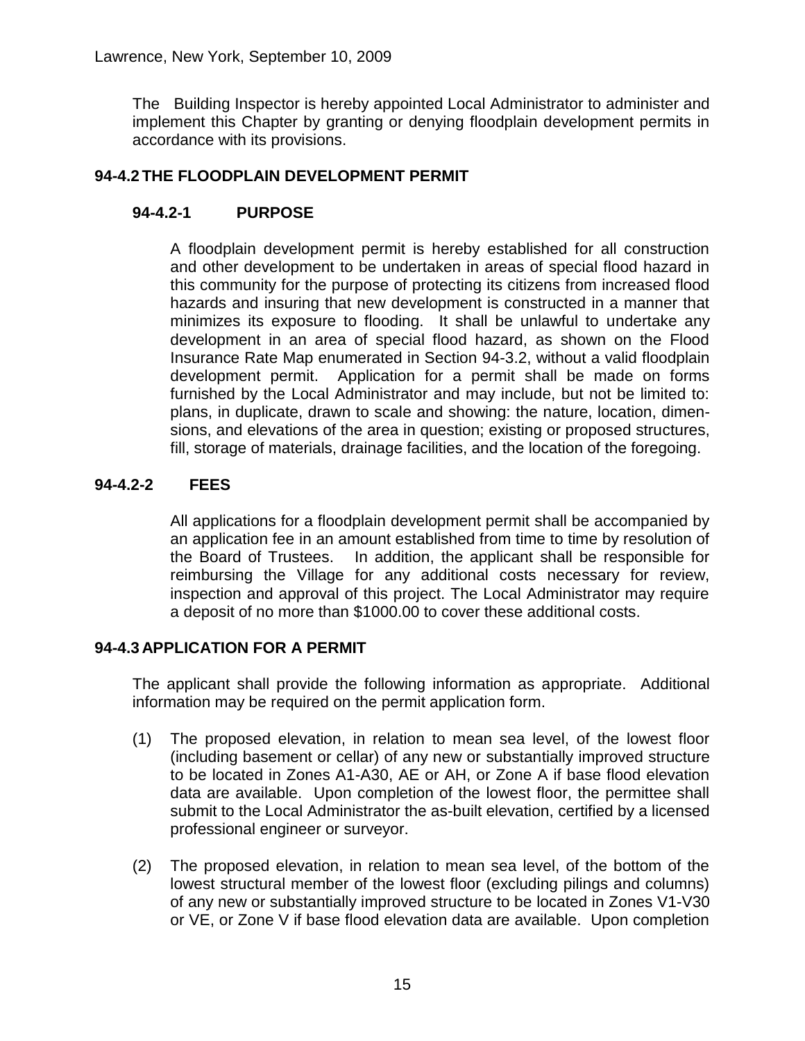The Building Inspector is hereby appointed Local Administrator to administer and implement this Chapter by granting or denying floodplain development permits in accordance with its provisions.

## 94-4.2 THE FLOODPLAIN DEVELOPMENT PERMIT

### 94-4.2-1 PURPOSE

A floodplain development permit is hereby established for all construction and other development to be undertaken in areas of special flood hazard in this community for the purpose of protecting its citizens from increased flood hazards and insuring that new development is constructed in a manner that minimizes its exposure to flooding. It shall be unlawful to undertake any development in an area of special flood hazard, as shown on the Flood Insurance Rate Map enumerated in Section 94-3.2, without a valid floodplain development permit. Application for a permit shall be made on forms furnished by the Local Administrator and may include, but not be limited to: plans, in duplicate, drawn to scale and showing: the nature, location, dimensions, and elevations of the area in question; existing or proposed structures, fill, storage of materials, drainage facilities, and the location of the foregoing.

### 94-4.2-2 FEES

All applications for a floodplain development permit shall be accompanied by an application fee in an amount established from time to time by resolution of the Board of Trustees. In addition, the applicant shall be responsible for reimbursing the Village for any additional costs necessary for review, inspection and approval of this project. The Local Administrator may require a deposit of no more than $1000.00 to cover these additional costs.

## 94-4.3 APPLICATION FOR A PERMIT

The applicant shall provide the following information as appropriate. Additional information may be required on the permit application form.

(1) The proposed elevation, in relation to mean sea level, of the lowest floor (including basement or cellar) of any new or substantially improved structure to be located in Zones A1-A30, AE or AH, or Zone A if base flood elevation data are available. Upon completion of the lowest floor, the permittee shall submit to the Local Administrator the as-built elevation, certified by a licensed professional engineer or surveyor.

(2) The proposed elevation, in relation to mean sea level, of the bottom of the lowest structural member of the lowest floor (excluding pilings and columns) of any new or substantially improved structure to be located in Zones V1-V30 or VE, or Zone V if base flood elevation data are available. Upon completion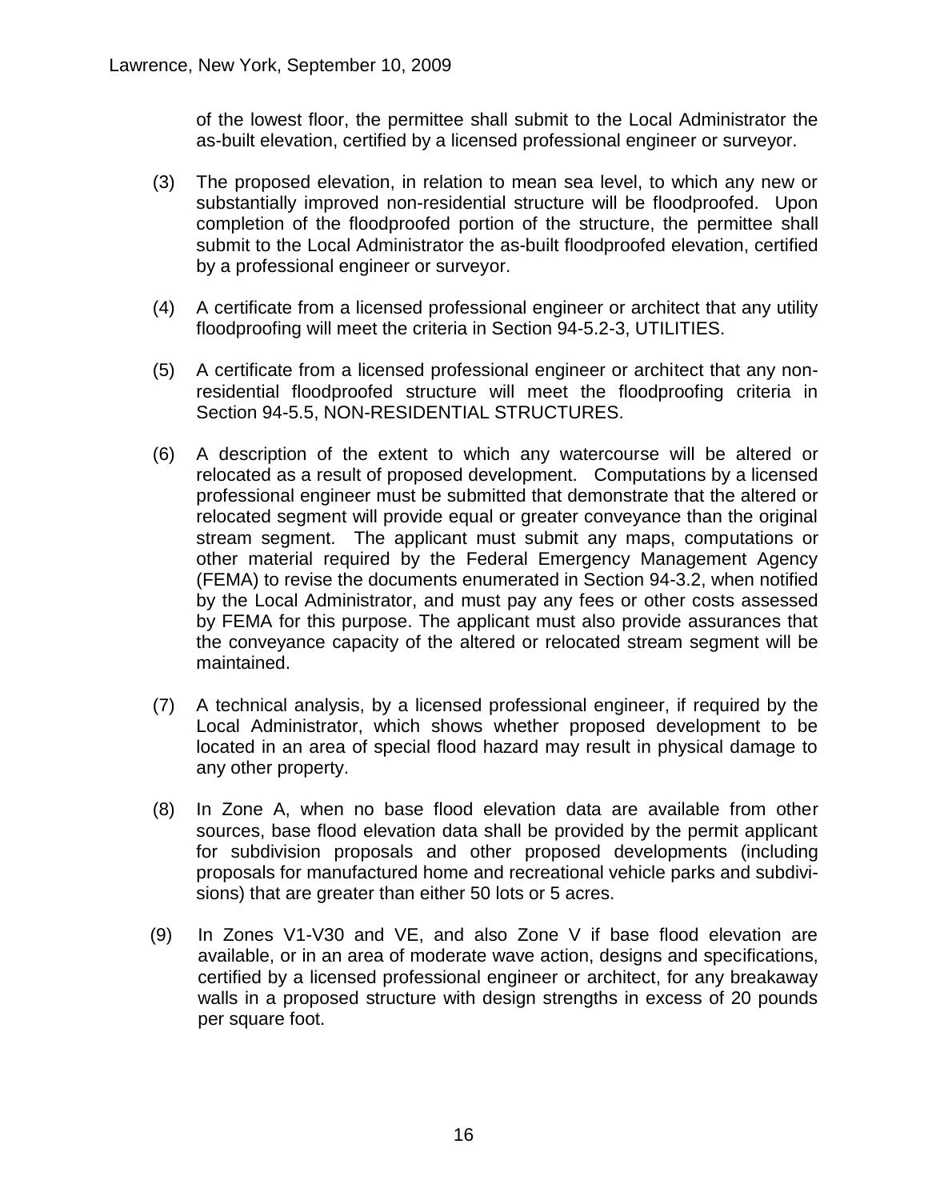of the lowest floor, the permittee shall submit to the Local Administrator the as-built elevation, certified by a licensed professional engineer or surveyor.

(3) The proposed elevation, in relation to mean sea level, to which any new or substantially improved non-residential structure will be floodproofed. Upon completion of the floodproofed portion of the structure, the permittee shall submit to the Local Administrator the as-built floodproofed elevation, certified by a professional engineer or surveyor.

(4) A certificate from a licensed professional engineer or architect that any utility floodproofing will meet the criteria in Section 94-5.2-3, UTILITIES.

(5) A certificate from a licensed professional engineer or architect that any non-residential floodproofed structure will meet the floodproofing criteria in Section 94-5.5, NON-RESIDENTIAL STRUCTURES.

(6) A description of the extent to which any watercourse will be altered or relocated as a result of proposed development. Computations by a licensed professional engineer must be submitted that demonstrate that the altered or relocated segment will provide equal or greater conveyance than the original stream segment. The applicant must submit any maps, computations or other material required by the Federal Emergency Management Agency (FEMA) to revise the documents enumerated in Section 94-3.2, when notified by the Local Administrator, and must pay any fees or other costs assessed by FEMA for this purpose. The applicant must also provide assurances that the conveyance capacity of the altered or relocated stream segment will be maintained.

(7) A technical analysis, by a licensed professional engineer, if required by the Local Administrator, which shows whether proposed development to be located in an area of special flood hazard may result in physical damage to any other property.

(8) In Zone A, when no base flood elevation data are available from other sources, base flood elevation data shall be provided by the permit applicant for subdivision proposals and other proposed developments (including proposals for manufactured home and recreational vehicle parks and subdivisions) that are greater than either 50 lots or 5 acres.

(9) In Zones V1-V30 and VE, and also Zone V if base flood elevation are available, or in an area of moderate wave action, designs and specifications, certified by a licensed professional engineer or architect, for any breakaway walls in a proposed structure with design strengths in excess of 20 pounds per square foot.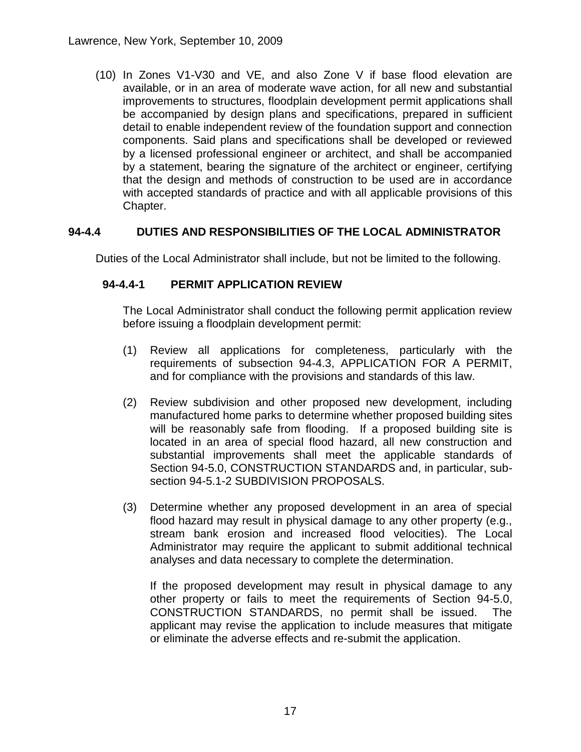(10) In Zones V1-V30 and VE, and also Zone V if base flood elevation are available, or in an area of moderate wave action, for all new and substantial improvements to structures, floodplain development permit applications shall be accompanied by design plans and specifications, prepared in sufficient detail to enable independent review of the foundation support and connection components. Said plans and specifications shall be developed or reviewed by a licensed professional engineer or architect, and shall be accompanied by a statement, bearing the signature of the architect or engineer, certifying that the design and methods of construction to be used are in accordance with accepted standards of practice and with all applicable provisions of this Chapter.

## 94-4.4 DUTIES AND RESPONSIBILITIES OF THE LOCAL ADMINISTRATOR

Duties of the Local Administrator shall include, but not be limited to the following.

### 94-4.4-1 PERMIT APPLICATION REVIEW

The Local Administrator shall conduct the following permit application review before issuing a floodplain development permit:

(1) Review all applications for completeness, particularly with the requirements of subsection 94-4.3, APPLICATION FOR A PERMIT, and for compliance with the provisions and standards of this law.

(2) Review subdivision and other proposed new development, including manufactured home parks to determine whether proposed building sites will be reasonably safe from flooding. If a proposed building site is located in an area of special flood hazard, all new construction and substantial improvements shall meet the applicable standards of Section 94-5.0, CONSTRUCTION STANDARDS and, in particular, sub-section 94-5.1-2 SUBDIVISION PROPOSALS.

(3) Determine whether any proposed development in an area of special flood hazard may result in physical damage to any other property (e.g., stream bank erosion and increased flood velocities). The Local Administrator may require the applicant to submit additional technical analyses and data necessary to complete the determination.

If the proposed development may result in physical damage to any other property or fails to meet the requirements of Section 94-5.0, CONSTRUCTION STANDARDS, no permit shall be issued. The applicant may revise the application to include measures that mitigate or eliminate the adverse effects and re-submit the application.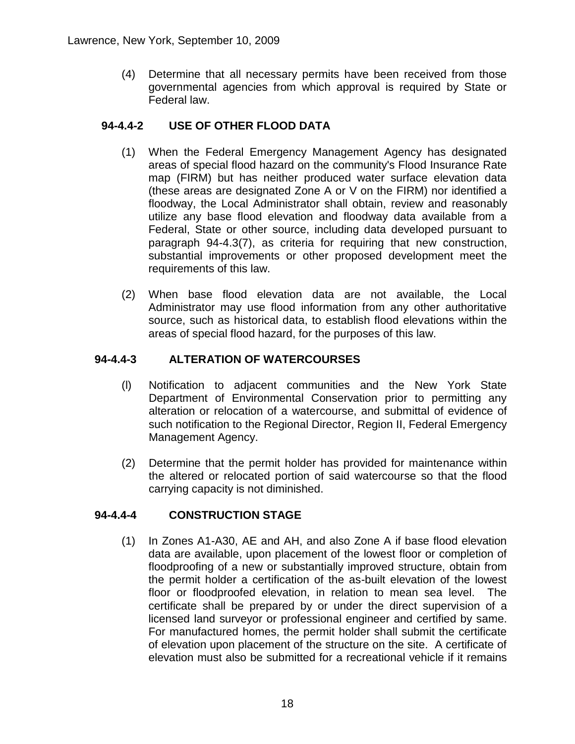(4) Determine that all necessary permits have been received from those governmental agencies from which approval is required by State or Federal law.

### 94-4.4-2 USE OF OTHER FLOOD DATA

(1) When the Federal Emergency Management Agency has designated areas of special flood hazard on the community's Flood Insurance Rate map (FIRM) but has neither produced water surface elevation data (these areas are designated Zone A or V on the FIRM) nor identified a floodway, the Local Administrator shall obtain, review and reasonably utilize any base flood elevation and floodway data available from a Federal, State or other source, including data developed pursuant to paragraph 94-4.3(7), as criteria for requiring that new construction, substantial improvements or other proposed development meet the requirements of this law.

(2) When base flood elevation data are not available, the Local Administrator may use flood information from any other authoritative source, such as historical data, to establish flood elevations within the areas of special flood hazard, for the purposes of this law.

### 94-4.4-3 ALTERATION OF WATERCOURSES

(l) Notification to adjacent communities and the New York State Department of Environmental Conservation prior to permitting any alteration or relocation of a watercourse, and submittal of evidence of such notification to the Regional Director, Region II, Federal Emergency Management Agency.

(2) Determine that the permit holder has provided for maintenance within the altered or relocated portion of said watercourse so that the flood carrying capacity is not diminished.

### 94-4.4-4 CONSTRUCTION STAGE

(1) In Zones A1-A30, AE and AH, and also Zone A if base flood elevation data are available, upon placement of the lowest floor or completion of floodproofing of a new or substantially improved structure, obtain from the permit holder a certification of the as-built elevation of the lowest floor or floodproofed elevation, in relation to mean sea level. The certificate shall be prepared by or under the direct supervision of a licensed land surveyor or professional engineer and certified by same. For manufactured homes, the permit holder shall submit the certificate of elevation upon placement of the structure on the site. A certificate of elevation must also be submitted for a recreational vehicle if it remains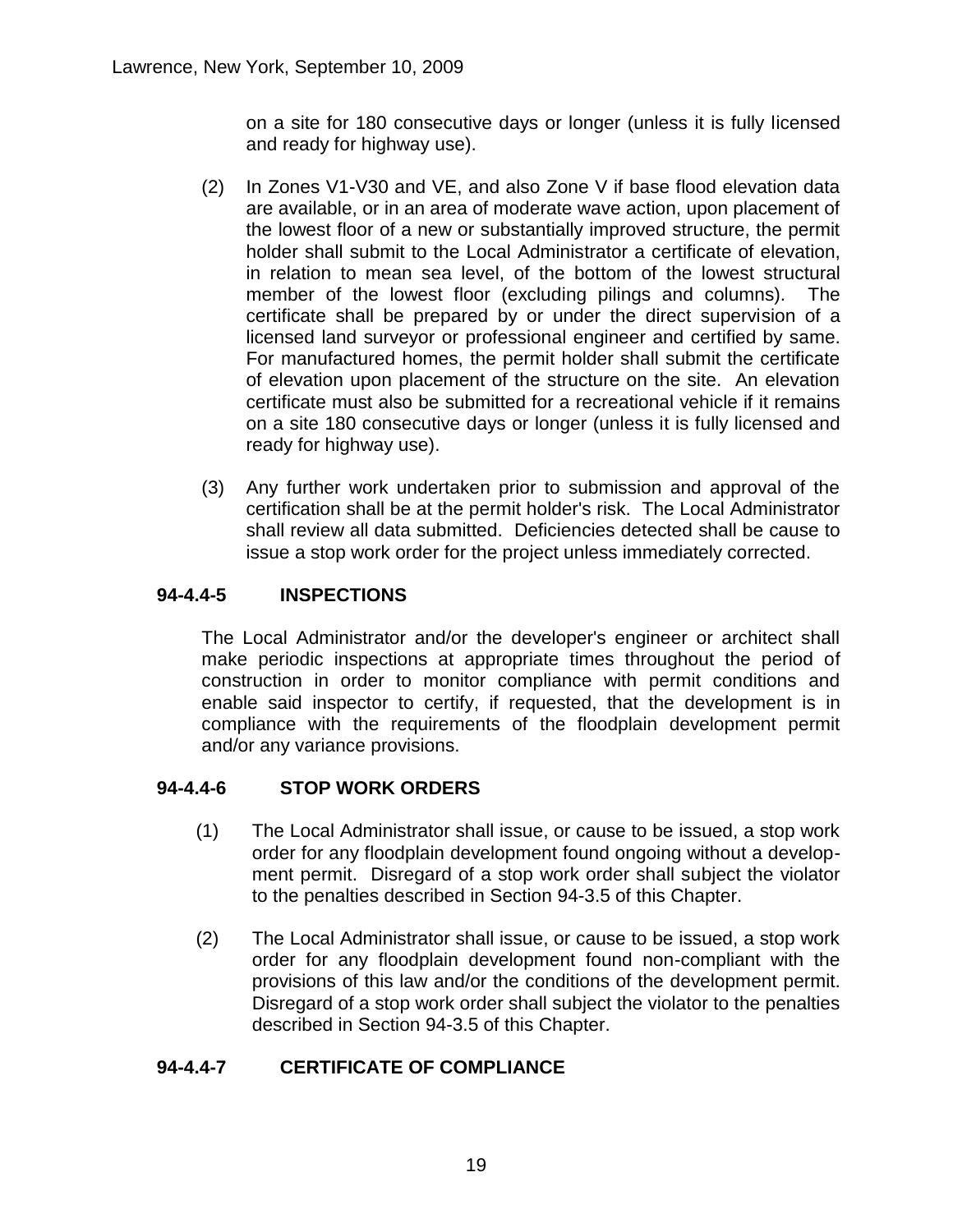on a site for 180 consecutive days or longer (unless it is fully licensed and ready for highway use).

(2) In Zones V1-V30 and VE, and also Zone V if base flood elevation data are available, or in an area of moderate wave action, upon placement of the lowest floor of a new or substantially improved structure, the permit holder shall submit to the Local Administrator a certificate of elevation, in relation to mean sea level, of the bottom of the lowest structural member of the lowest floor (excluding pilings and columns). The certificate shall be prepared by or under the direct supervision of a licensed land surveyor or professional engineer and certified by same. For manufactured homes, the permit holder shall submit the certificate of elevation upon placement of the structure on the site. An elevation certificate must also be submitted for a recreational vehicle if it remains on a site 180 consecutive days or longer (unless it is fully licensed and ready for highway use).

(3) Any further work undertaken prior to submission and approval of the certification shall be at the permit holder's risk. The Local Administrator shall review all data submitted. Deficiencies detected shall be cause to issue a stop work order for the project unless immediately corrected.

## 94-4.4-5 INSPECTIONS

The Local Administrator and/or the developer's engineer or architect shall make periodic inspections at appropriate times throughout the period of construction in order to monitor compliance with permit conditions and enable said inspector to certify, if requested, that the development is in compliance with the requirements of the floodplain development permit and/or any variance provisions.

## 94-4.4-6 STOP WORK ORDERS

(1) The Local Administrator shall issue, or cause to be issued, a stop work order for any floodplain development found ongoing without a development permit. Disregard of a stop work order shall subject the violator to the penalties described in Section 94-3.5 of this Chapter.

(2) The Local Administrator shall issue, or cause to be issued, a stop work order for any floodplain development found non-compliant with the provisions of this law and/or the conditions of the development permit. Disregard of a stop work order shall subject the violator to the penalties described in Section 94-3.5 of this Chapter.

## 94-4.4-7 CERTIFICATE OF COMPLIANCE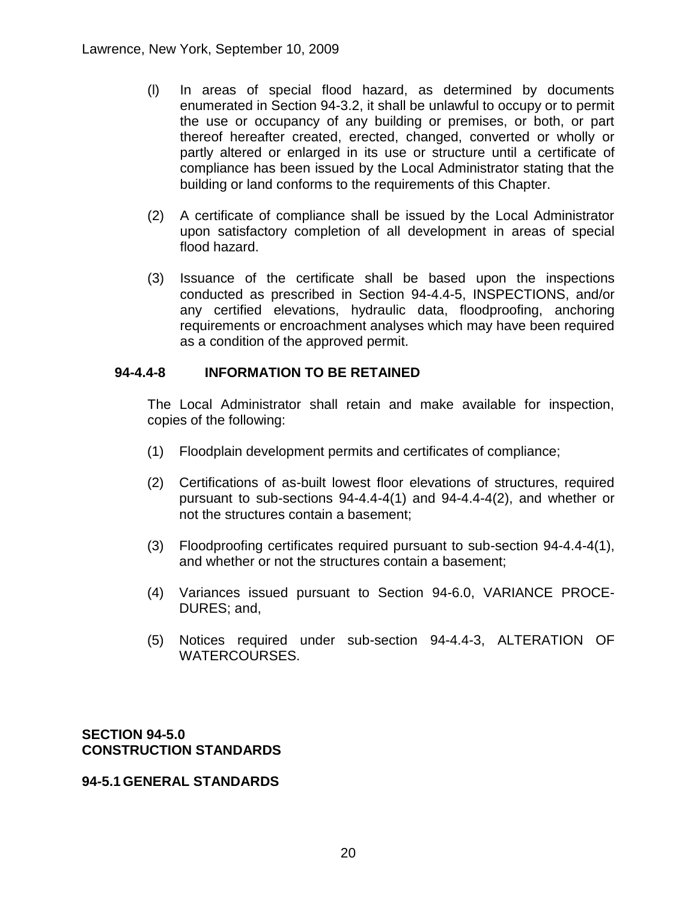(l) In areas of special flood hazard, as determined by documents enumerated in Section 94-3.2, it shall be unlawful to occupy or to permit the use or occupancy of any building or premises, or both, or part thereof hereafter created, erected, changed, converted or wholly or partly altered or enlarged in its use or structure until a certificate of compliance has been issued by the Local Administrator stating that the building or land conforms to the requirements of this Chapter.

(2) A certificate of compliance shall be issued by the Local Administrator upon satisfactory completion of all development in areas of special flood hazard.

(3) Issuance of the certificate shall be based upon the inspections conducted as prescribed in Section 94-4.4-5, INSPECTIONS, and/or any certified elevations, hydraulic data, floodproofing, anchoring requirements or encroachment analyses which may have been required as a condition of the approved permit.

### 94-4.4-8 INFORMATION TO BE RETAINED

The Local Administrator shall retain and make available for inspection, copies of the following:

(1) Floodplain development permits and certificates of compliance;

(2) Certifications of as-built lowest floor elevations of structures, required pursuant to sub-sections 94-4.4-4(1) and 94-4.4-4(2), and whether or not the structures contain a basement;

(3) Floodproofing certificates required pursuant to sub-section 94-4.4-4(1), and whether or not the structures contain a basement;

(4) Variances issued pursuant to Section 94-6.0, VARIANCE PROCEDURES; and,

(5) Notices required under sub-section 94-4.4-3, ALTERATION OF WATERCOURSES.

## SECTION 94-5.0 CONSTRUCTION STANDARDS

### 94-5.1 GENERAL STANDARDS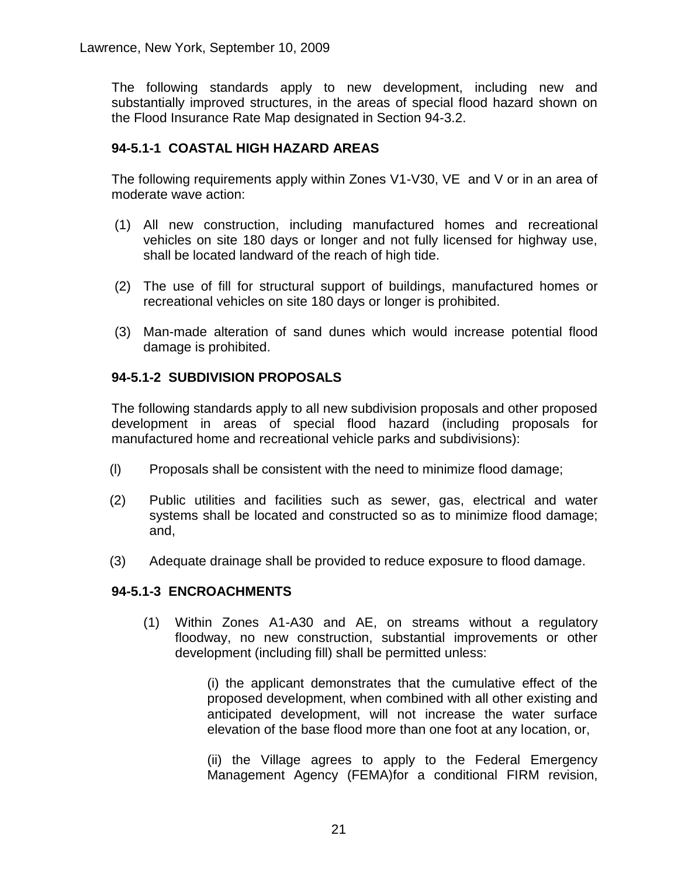The following standards apply to new development, including new and substantially improved structures, in the areas of special flood hazard shown on the Flood Insurance Rate Map designated in Section 94-3.2.

### 94-5.1-1 COASTAL HIGH HAZARD AREAS

The following requirements apply within Zones V1-V30, VE and V or in an area of moderate wave action:

(1) All new construction, including manufactured homes and recreational vehicles on site 180 days or longer and not fully licensed for highway use, shall be located landward of the reach of high tide.

(2) The use of fill for structural support of buildings, manufactured homes or recreational vehicles on site 180 days or longer is prohibited.

(3) Man-made alteration of sand dunes which would increase potential flood damage is prohibited.

### 94-5.1-2 SUBDIVISION PROPOSALS

The following standards apply to all new subdivision proposals and other proposed development in areas of special flood hazard (including proposals for manufactured home and recreational vehicle parks and subdivisions):

(l) Proposals shall be consistent with the need to minimize flood damage;

(2) Public utilities and facilities such as sewer, gas, electrical and water systems shall be located and constructed so as to minimize flood damage; and,

(3) Adequate drainage shall be provided to reduce exposure to flood damage.

### 94-5.1-3 ENCROACHMENTS

(1) Within Zones A1-A30 and AE, on streams without a regulatory floodway, no new construction, substantial improvements or other development (including fill) shall be permitted unless:

(i) the applicant demonstrates that the cumulative effect of the proposed development, when combined with all other existing and anticipated development, will not increase the water surface elevation of the base flood more than one foot at any location, or,

(ii) the Village agrees to apply to the Federal Emergency Management Agency (FEMA)for a conditional FIRM revision,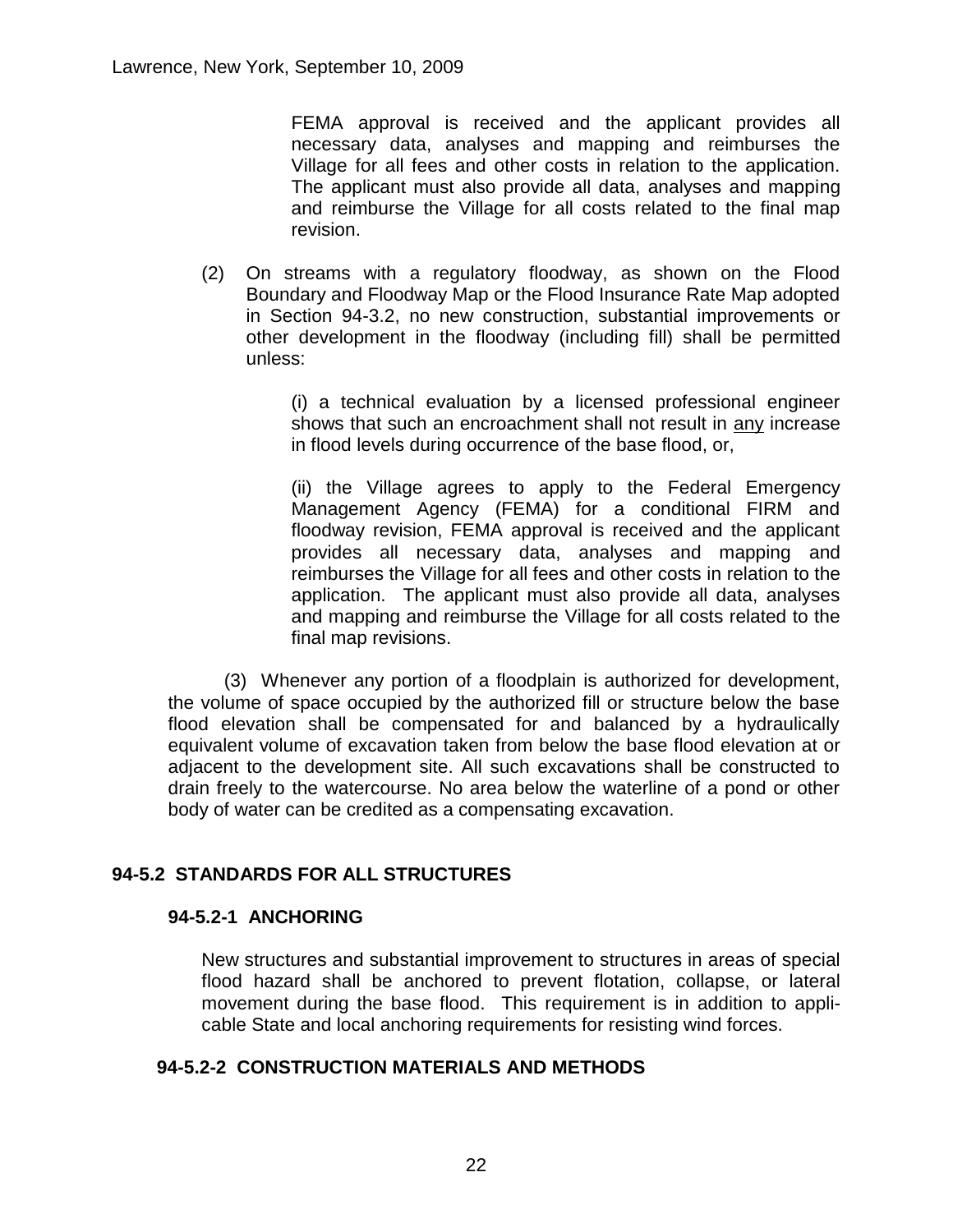FEMA approval is received and the applicant provides all necessary data, analyses and mapping and reimburses the Village for all fees and other costs in relation to the application. The applicant must also provide all data, analyses and mapping and reimburse the Village for all costs related to the final map revision.

(2) On streams with a regulatory floodway, as shown on the Flood Boundary and Floodway Map or the Flood Insurance Rate Map adopted in Section 94-3.2, no new construction, substantial improvements or other development in the floodway (including fill) shall be permitted unless:

(i) a technical evaluation by a licensed professional engineer shows that such an encroachment shall not result in <u>any</u> increase in flood levels during occurrence of the base flood, or,

(ii) the Village agrees to apply to the Federal Emergency Management Agency (FEMA) for a conditional FIRM and floodway revision, FEMA approval is received and the applicant provides all necessary data, analyses and mapping and reimburses the Village for all fees and other costs in relation to the application. The applicant must also provide all data, analyses and mapping and reimburse the Village for all costs related to the final map revisions.

(3) Whenever any portion of a floodplain is authorized for development, the volume of space occupied by the authorized fill or structure below the base flood elevation shall be compensated for and balanced by a hydraulically equivalent volume of excavation taken from below the base flood elevation at or adjacent to the development site. All such excavations shall be constructed to drain freely to the watercourse. No area below the waterline of a pond or other body of water can be credited as a compensating excavation.

## 94-5.2 STANDARDS FOR ALL STRUCTURES

### 94-5.2-1 ANCHORING

New structures and substantial improvement to structures in areas of special flood hazard shall be anchored to prevent flotation, collapse, or lateral movement during the base flood. This requirement is in addition to applicable State and local anchoring requirements for resisting wind forces.

### 94-5.2-2 CONSTRUCTION MATERIALS AND METHODS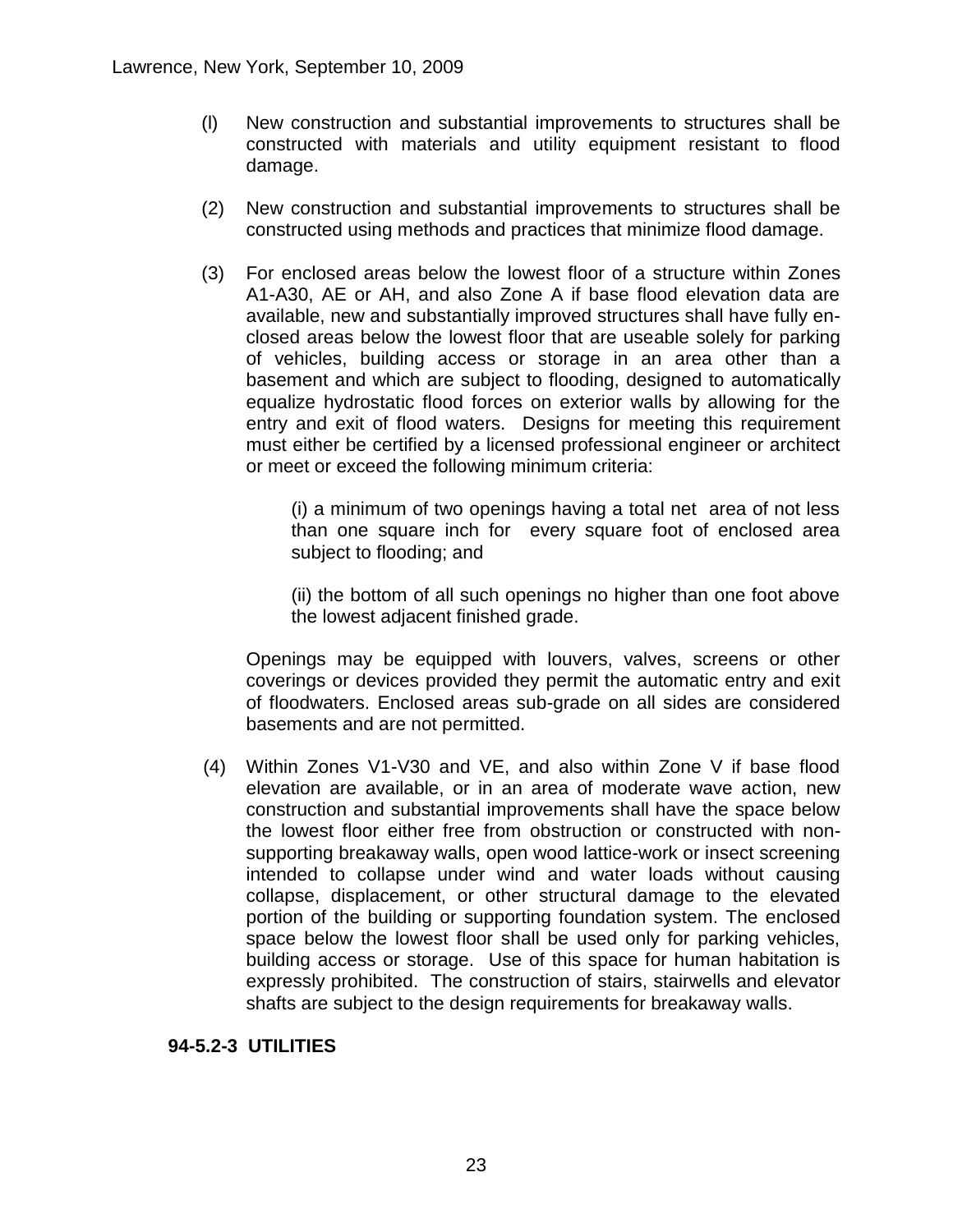(l) New construction and substantial improvements to structures shall be constructed with materials and utility equipment resistant to flood damage.

(2) New construction and substantial improvements to structures shall be constructed using methods and practices that minimize flood damage.

(3) For enclosed areas below the lowest floor of a structure within Zones A1-A30, AE or AH, and also Zone A if base flood elevation data are available, new and substantially improved structures shall have fully enclosed areas below the lowest floor that are useable solely for parking of vehicles, building access or storage in an area other than a basement and which are subject to flooding, designed to automatically equalize hydrostatic flood forces on exterior walls by allowing for the entry and exit of flood waters. Designs for meeting this requirement must either be certified by a licensed professional engineer or architect or meet or exceed the following minimum criteria:

   (i) a minimum of two openings having a total net area of not less than one square inch for every square foot of enclosed area subject to flooding; and

   (ii) the bottom of all such openings no higher than one foot above the lowest adjacent finished grade.

   Openings may be equipped with louvers, valves, screens or other coverings or devices provided they permit the automatic entry and exit of floodwaters. Enclosed areas sub-grade on all sides are considered basements and are not permitted.

(4) Within Zones V1-V30 and VE, and also within Zone V if base flood elevation are available, or in an area of moderate wave action, new construction and substantial improvements shall have the space below the lowest floor either free from obstruction or constructed with non-supporting breakaway walls, open wood lattice-work or insect screening intended to collapse under wind and water loads without causing collapse, displacement, or other structural damage to the elevated portion of the building or supporting foundation system. The enclosed space below the lowest floor shall be used only for parking vehicles, building access or storage. Use of this space for human habitation is expressly prohibited. The construction of stairs, stairwells and elevator shafts are subject to the design requirements for breakaway walls.

**94-5.2-3 UTILITIES**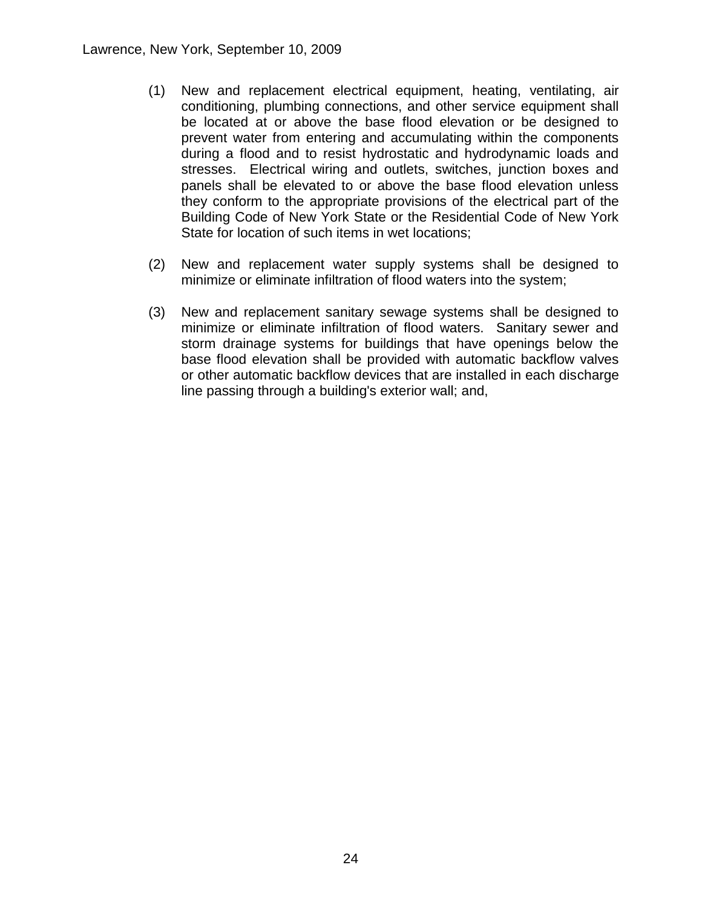(1) New and replacement electrical equipment, heating, ventilating, air conditioning, plumbing connections, and other service equipment shall be located at or above the base flood elevation or be designed to prevent water from entering and accumulating within the components during a flood and to resist hydrostatic and hydrodynamic loads and stresses. Electrical wiring and outlets, switches, junction boxes and panels shall be elevated to or above the base flood elevation unless they conform to the appropriate provisions of the electrical part of the Building Code of New York State or the Residential Code of New York State for location of such items in wet locations;

(2) New and replacement water supply systems shall be designed to minimize or eliminate infiltration of flood waters into the system;

(3) New and replacement sanitary sewage systems shall be designed to minimize or eliminate infiltration of flood waters. Sanitary sewer and storm drainage systems for buildings that have openings below the base flood elevation shall be provided with automatic backflow valves or other automatic backflow devices that are installed in each discharge line passing through a building's exterior wall; and,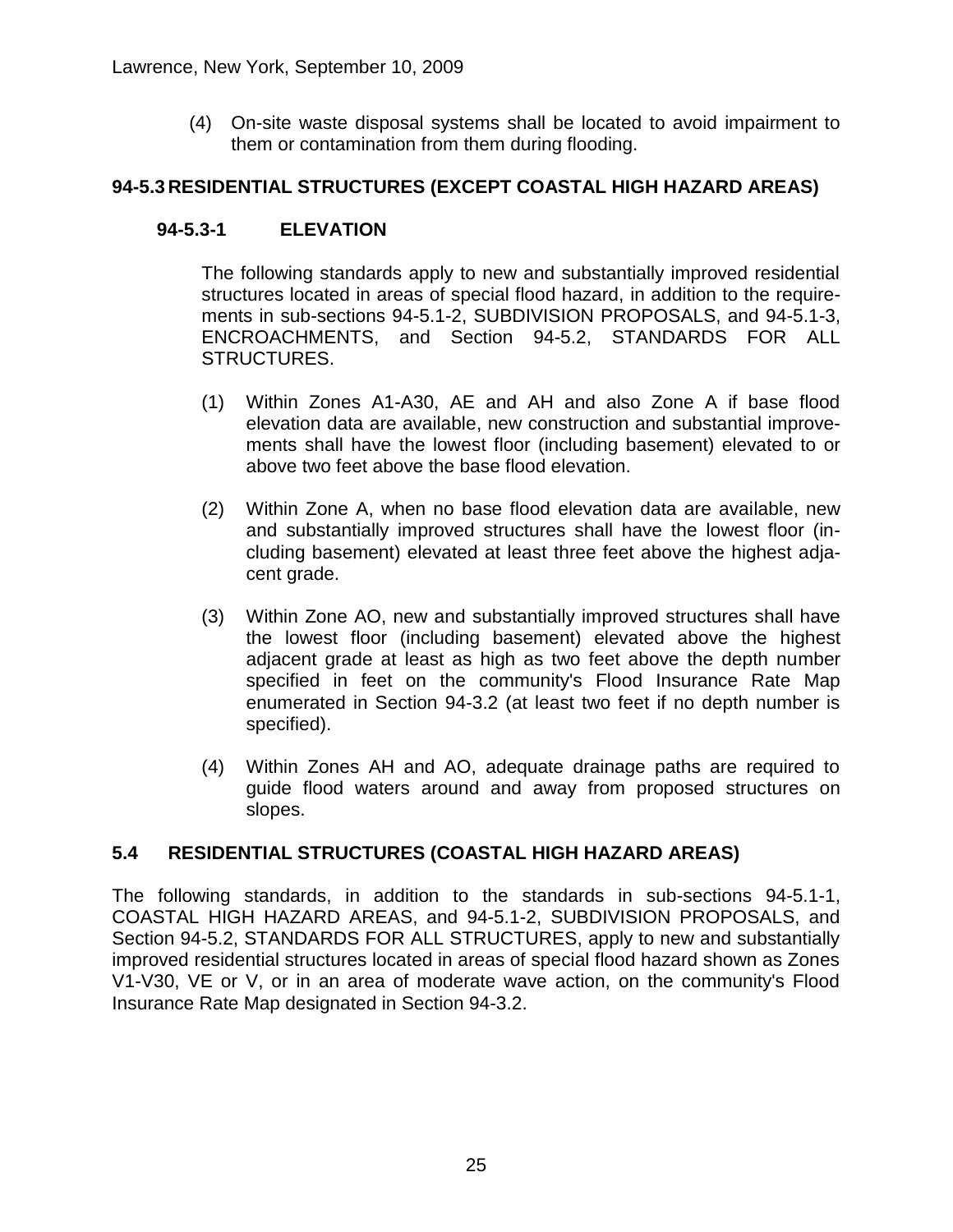(4) On-site waste disposal systems shall be located to avoid impairment to them or contamination from them during flooding.

## 94-5.3 RESIDENTIAL STRUCTURES (EXCEPT COASTAL HIGH HAZARD AREAS)

### 94-5.3-1 ELEVATION

The following standards apply to new and substantially improved residential structures located in areas of special flood hazard, in addition to the requirements in sub-sections 94-5.1-2, SUBDIVISION PROPOSALS, and 94-5.1-3, ENCROACHMENTS, and Section 94-5.2, STANDARDS FOR ALL STRUCTURES.

(1) Within Zones A1-A30, AE and AH and also Zone A if base flood elevation data are available, new construction and substantial improvements shall have the lowest floor (including basement) elevated to or above two feet above the base flood elevation.

(2) Within Zone A, when no base flood elevation data are available, new and substantially improved structures shall have the lowest floor (including basement) elevated at least three feet above the highest adjacent grade.

(3) Within Zone AO, new and substantially improved structures shall have the lowest floor (including basement) elevated above the highest adjacent grade at least as high as two feet above the depth number specified in feet on the community's Flood Insurance Rate Map enumerated in Section 94-3.2 (at least two feet if no depth number is specified).

(4) Within Zones AH and AO, adequate drainage paths are required to guide flood waters around and away from proposed structures on slopes.

## 5.4 RESIDENTIAL STRUCTURES (COASTAL HIGH HAZARD AREAS)

The following standards, in addition to the standards in sub-sections 94-5.1-1, COASTAL HIGH HAZARD AREAS, and 94-5.1-2, SUBDIVISION PROPOSALS, and Section 94-5.2, STANDARDS FOR ALL STRUCTURES, apply to new and substantially improved residential structures located in areas of special flood hazard shown as Zones V1-V30, VE or V, or in an area of moderate wave action, on the community's Flood Insurance Rate Map designated in Section 94-3.2.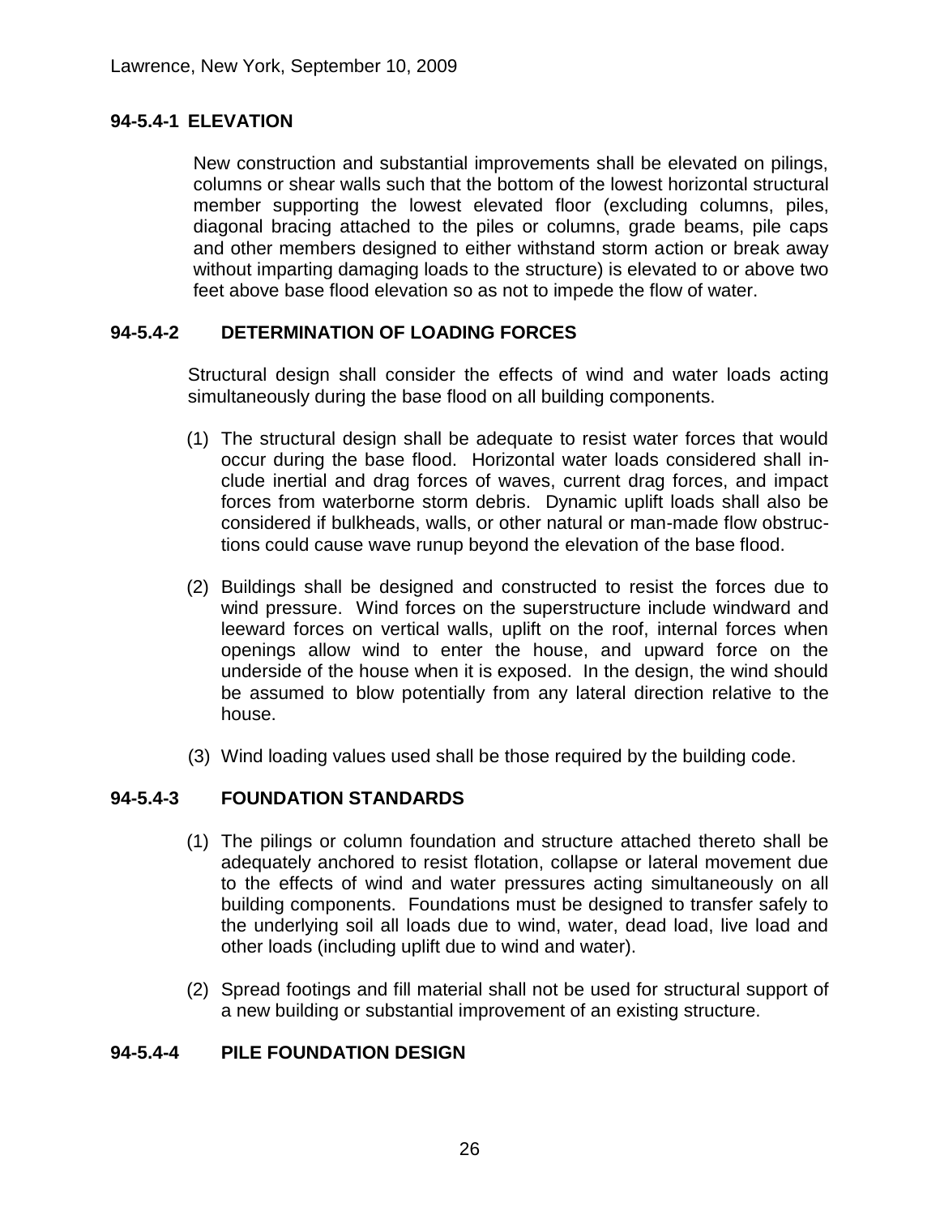### 94-5.4-1 ELEVATION

New construction and substantial improvements shall be elevated on pilings, columns or shear walls such that the bottom of the lowest horizontal structural member supporting the lowest elevated floor (excluding columns, piles, diagonal bracing attached to the piles or columns, grade beams, pile caps and other members designed to either withstand storm action or break away without imparting damaging loads to the structure) is elevated to or above two feet above base flood elevation so as not to impede the flow of water.

### 94-5.4-2 DETERMINATION OF LOADING FORCES

Structural design shall consider the effects of wind and water loads acting simultaneously during the base flood on all building components.

(1) The structural design shall be adequate to resist water forces that would occur during the base flood. Horizontal water loads considered shall include inertial and drag forces of waves, current drag forces, and impact forces from waterborne storm debris. Dynamic uplift loads shall also be considered if bulkheads, walls, or other natural or man-made flow obstructions could cause wave runup beyond the elevation of the base flood.

(2) Buildings shall be designed and constructed to resist the forces due to wind pressure. Wind forces on the superstructure include windward and leeward forces on vertical walls, uplift on the roof, internal forces when openings allow wind to enter the house, and upward force on the underside of the house when it is exposed. In the design, the wind should be assumed to blow potentially from any lateral direction relative to the house.

(3) Wind loading values used shall be those required by the building code.

### 94-5.4-3 FOUNDATION STANDARDS

(1) The pilings or column foundation and structure attached thereto shall be adequately anchored to resist flotation, collapse or lateral movement due to the effects of wind and water pressures acting simultaneously on all building components. Foundations must be designed to transfer safely to the underlying soil all loads due to wind, water, dead load, live load and other loads (including uplift due to wind and water).

(2) Spread footings and fill material shall not be used for structural support of a new building or substantial improvement of an existing structure.

### 94-5.4-4 PILE FOUNDATION DESIGN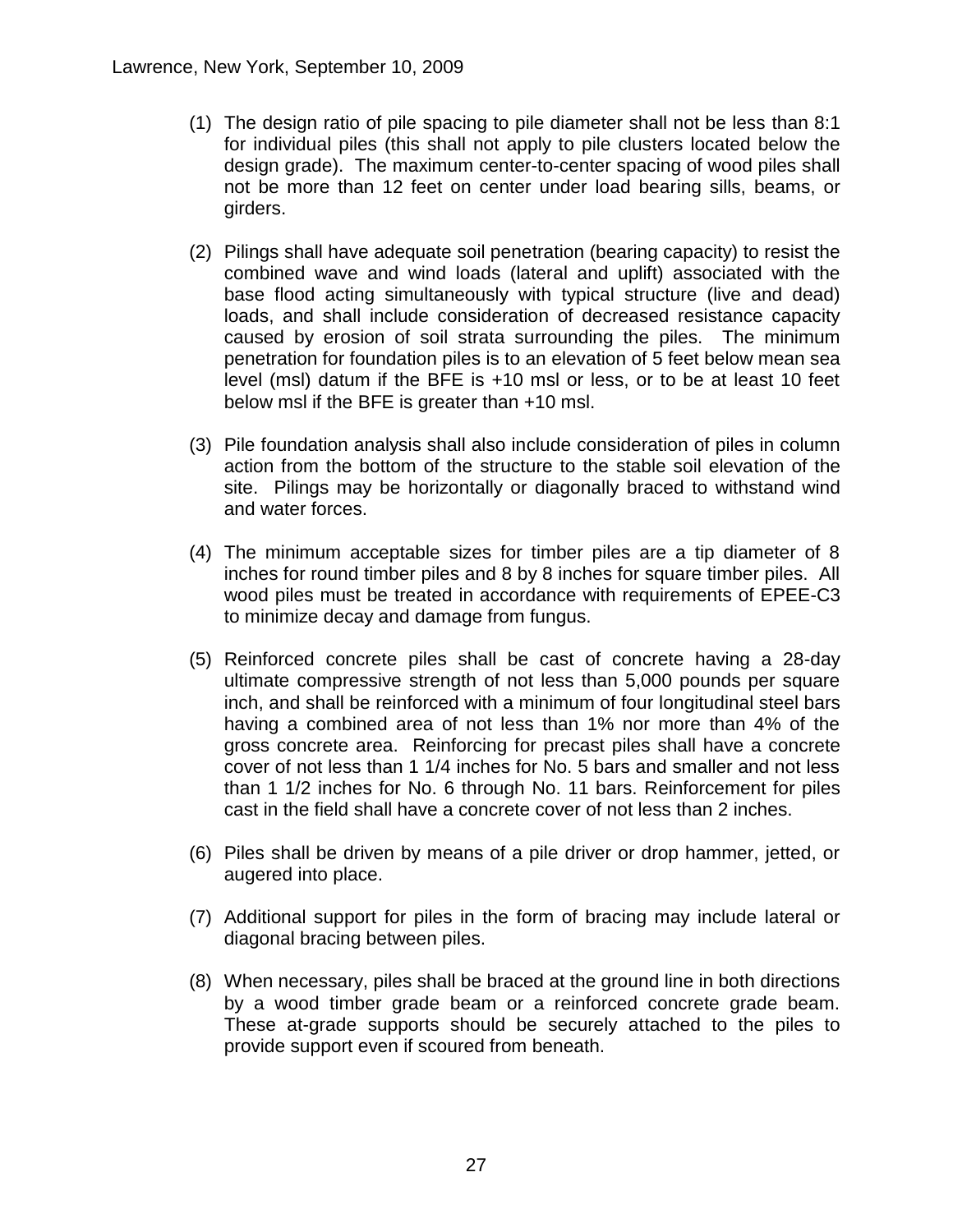(1) The design ratio of pile spacing to pile diameter shall not be less than 8:1 for individual piles (this shall not apply to pile clusters located below the design grade). The maximum center-to-center spacing of wood piles shall not be more than 12 feet on center under load bearing sills, beams, or girders.

(2) Pilings shall have adequate soil penetration (bearing capacity) to resist the combined wave and wind loads (lateral and uplift) associated with the base flood acting simultaneously with typical structure (live and dead) loads, and shall include consideration of decreased resistance capacity caused by erosion of soil strata surrounding the piles. The minimum penetration for foundation piles is to an elevation of 5 feet below mean sea level (msl) datum if the BFE is +10 msl or less, or to be at least 10 feet below msl if the BFE is greater than +10 msl.

(3) Pile foundation analysis shall also include consideration of piles in column action from the bottom of the structure to the stable soil elevation of the site. Pilings may be horizontally or diagonally braced to withstand wind and water forces.

(4) The minimum acceptable sizes for timber piles are a tip diameter of 8 inches for round timber piles and 8 by 8 inches for square timber piles. All wood piles must be treated in accordance with requirements of EPEE-C3 to minimize decay and damage from fungus.

(5) Reinforced concrete piles shall be cast of concrete having a 28-day ultimate compressive strength of not less than 5,000 pounds per square inch, and shall be reinforced with a minimum of four longitudinal steel bars having a combined area of not less than 1% nor more than 4% of the gross concrete area. Reinforcing for precast piles shall have a concrete cover of not less than 1 1/4 inches for No. 5 bars and smaller and not less than 1 1/2 inches for No. 6 through No. 11 bars. Reinforcement for piles cast in the field shall have a concrete cover of not less than 2 inches.

(6) Piles shall be driven by means of a pile driver or drop hammer, jetted, or augered into place.

(7) Additional support for piles in the form of bracing may include lateral or diagonal bracing between piles.

(8) When necessary, piles shall be braced at the ground line in both directions by a wood timber grade beam or a reinforced concrete grade beam. These at-grade supports should be securely attached to the piles to provide support even if scoured from beneath.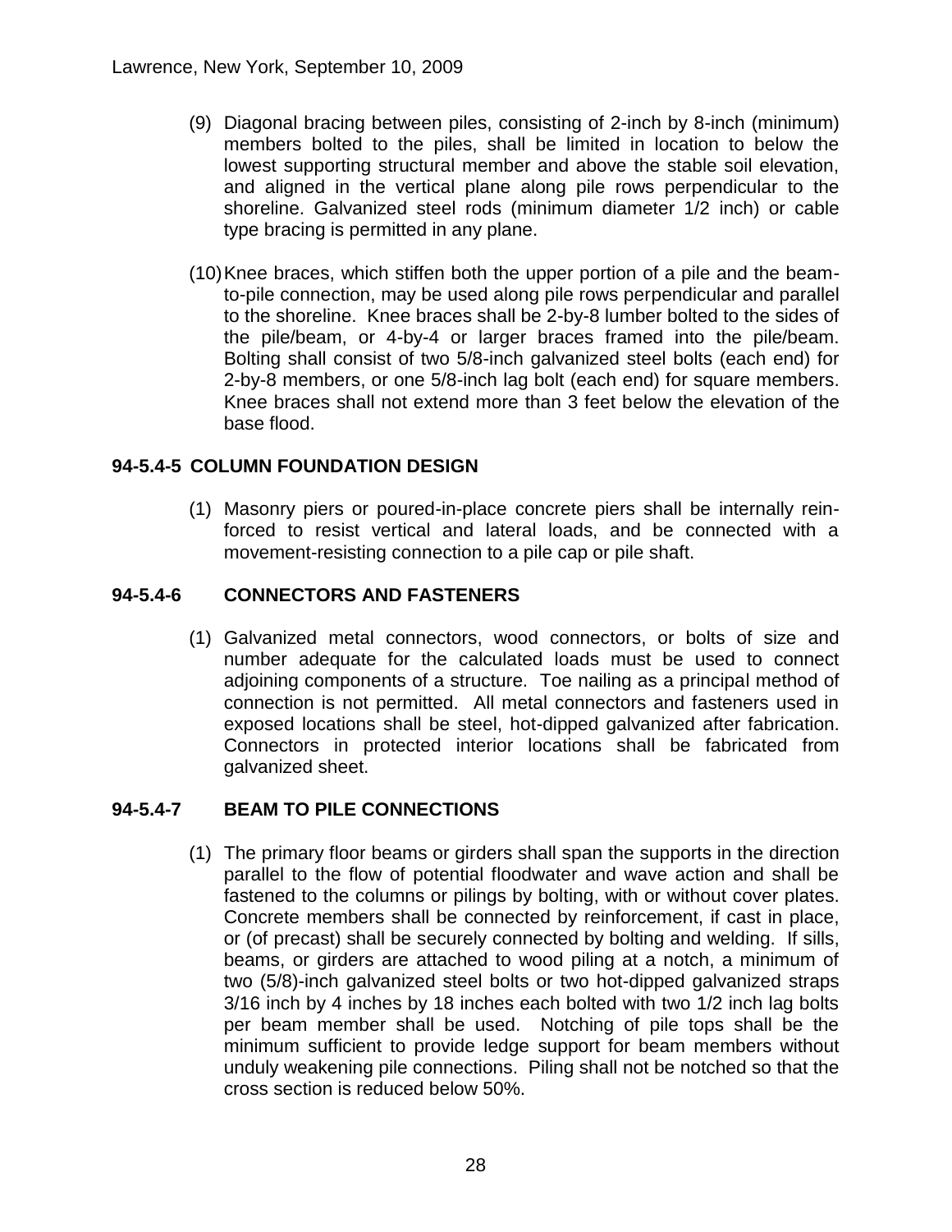(9) Diagonal bracing between piles, consisting of 2-inch by 8-inch (minimum) members bolted to the piles, shall be limited in location to below the lowest supporting structural member and above the stable soil elevation, and aligned in the vertical plane along pile rows perpendicular to the shoreline. Galvanized steel rods (minimum diameter 1/2 inch) or cable type bracing is permitted in any plane.

(10) Knee braces, which stiffen both the upper portion of a pile and the beam-to-pile connection, may be used along pile rows perpendicular and parallel to the shoreline. Knee braces shall be 2-by-8 lumber bolted to the sides of the pile/beam, or 4-by-4 or larger braces framed into the pile/beam. Bolting shall consist of two 5/8-inch galvanized steel bolts (each end) for 2-by-8 members, or one 5/8-inch lag bolt (each end) for square members. Knee braces shall not extend more than 3 feet below the elevation of the base flood.

### 94-5.4-5 COLUMN FOUNDATION DESIGN

(1) Masonry piers or poured-in-place concrete piers shall be internally reinforced to resist vertical and lateral loads, and be connected with a movement-resisting connection to a pile cap or pile shaft.

### 94-5.4-6 CONNECTORS AND FASTENERS

(1) Galvanized metal connectors, wood connectors, or bolts of size and number adequate for the calculated loads must be used to connect adjoining components of a structure. Toe nailing as a principal method of connection is not permitted. All metal connectors and fasteners used in exposed locations shall be steel, hot-dipped galvanized after fabrication. Connectors in protected interior locations shall be fabricated from galvanized sheet.

### 94-5.4-7 BEAM TO PILE CONNECTIONS

(1) The primary floor beams or girders shall span the supports in the direction parallel to the flow of potential floodwater and wave action and shall be fastened to the columns or pilings by bolting, with or without cover plates. Concrete members shall be connected by reinforcement, if cast in place, or (of precast) shall be securely connected by bolting and welding. If sills, beams, or girders are attached to wood piling at a notch, a minimum of two (5/8)-inch galvanized steel bolts or two hot-dipped galvanized straps 3/16 inch by 4 inches by 18 inches each bolted with two 1/2 inch lag bolts per beam member shall be used. Notching of pile tops shall be the minimum sufficient to provide ledge support for beam members without unduly weakening pile connections. Piling shall not be notched so that the cross section is reduced below 50%.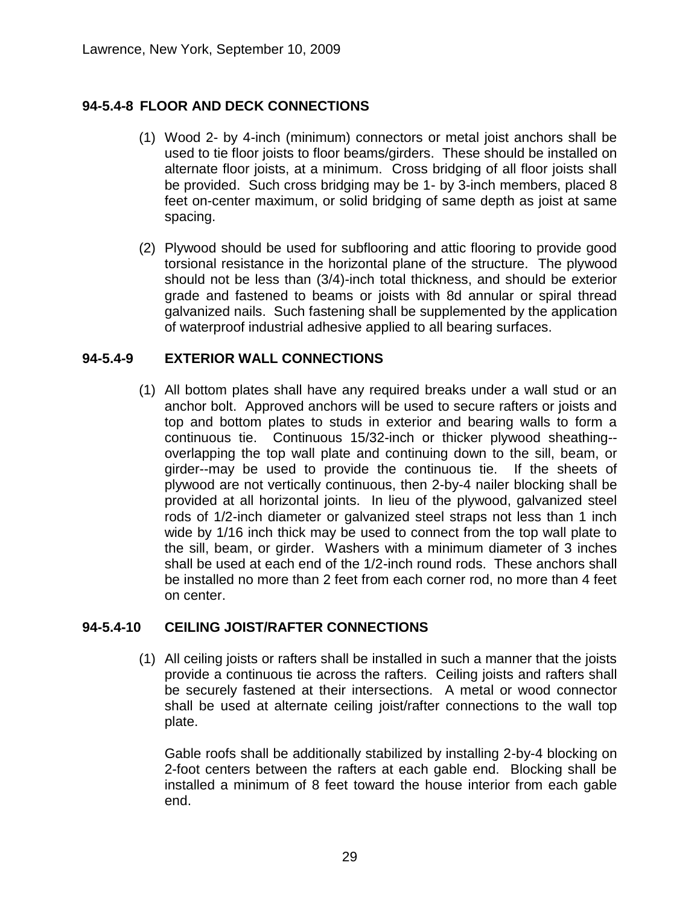### 94-5.4-8 FLOOR AND DECK CONNECTIONS

(1) Wood 2- by 4-inch (minimum) connectors or metal joist anchors shall be used to tie floor joists to floor beams/girders. These should be installed on alternate floor joists, at a minimum. Cross bridging of all floor joists shall be provided. Such cross bridging may be 1- by 3-inch members, placed 8 feet on-center maximum, or solid bridging of same depth as joist at same spacing.

(2) Plywood should be used for subflooring and attic flooring to provide good torsional resistance in the horizontal plane of the structure. The plywood should not be less than (3/4)-inch total thickness, and should be exterior grade and fastened to beams or joists with 8d annular or spiral thread galvanized nails. Such fastening shall be supplemented by the application of waterproof industrial adhesive applied to all bearing surfaces.

### 94-5.4-9 EXTERIOR WALL CONNECTIONS

(1) All bottom plates shall have any required breaks under a wall stud or an anchor bolt. Approved anchors will be used to secure rafters or joists and top and bottom plates to studs in exterior and bearing walls to form a continuous tie. Continuous 15/32-inch or thicker plywood sheathing--overlapping the top wall plate and continuing down to the sill, beam, or girder--may be used to provide the continuous tie. If the sheets of plywood are not vertically continuous, then 2-by-4 nailer blocking shall be provided at all horizontal joints. In lieu of the plywood, galvanized steel rods of 1/2-inch diameter or galvanized steel straps not less than 1 inch wide by 1/16 inch thick may be used to connect from the top wall plate to the sill, beam, or girder. Washers with a minimum diameter of 3 inches shall be used at each end of the 1/2-inch round rods. These anchors shall be installed no more than 2 feet from each corner rod, no more than 4 feet on center.

### 94-5.4-10 CEILING JOIST/RAFTER CONNECTIONS

(1) All ceiling joists or rafters shall be installed in such a manner that the joists provide a continuous tie across the rafters. Ceiling joists and rafters shall be securely fastened at their intersections. A metal or wood connector shall be used at alternate ceiling joist/rafter connections to the wall top plate.

Gable roofs shall be additionally stabilized by installing 2-by-4 blocking on 2-foot centers between the rafters at each gable end. Blocking shall be installed a minimum of 8 feet toward the house interior from each gable end.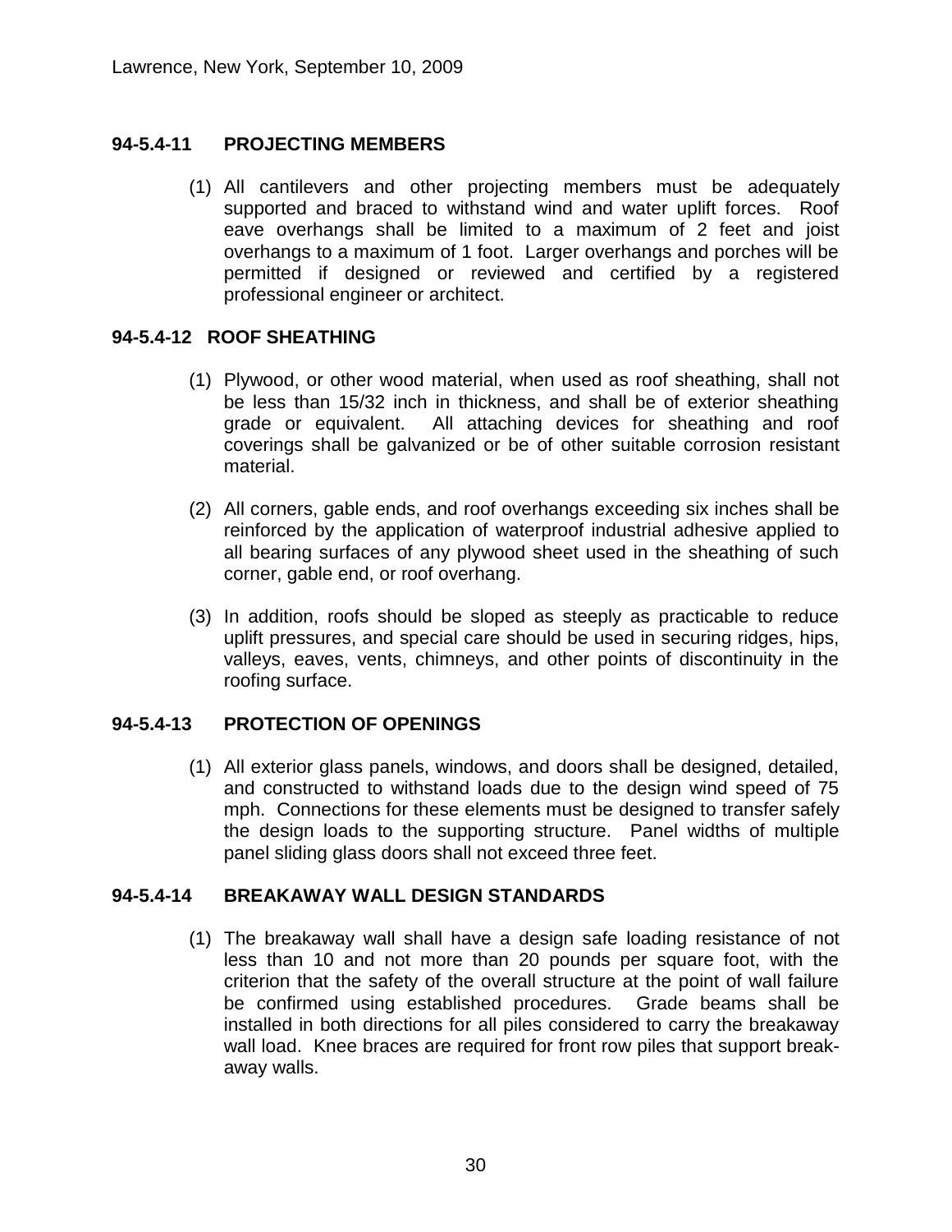## 94-5.4-11 PROJECTING MEMBERS

(1) All cantilevers and other projecting members must be adequately supported and braced to withstand wind and water uplift forces. Roof eave overhangs shall be limited to a maximum of 2 feet and joist overhangs to a maximum of 1 foot. Larger overhangs and porches will be permitted if designed or reviewed and certified by a registered professional engineer or architect.

## 94-5.4-12 ROOF SHEATHING

(1) Plywood, or other wood material, when used as roof sheathing, shall not be less than 15/32 inch in thickness, and shall be of exterior sheathing grade or equivalent. All attaching devices for sheathing and roof coverings shall be galvanized or be of other suitable corrosion resistant material.

(2) All corners, gable ends, and roof overhangs exceeding six inches shall be reinforced by the application of waterproof industrial adhesive applied to all bearing surfaces of any plywood sheet used in the sheathing of such corner, gable end, or roof overhang.

(3) In addition, roofs should be sloped as steeply as practicable to reduce uplift pressures, and special care should be used in securing ridges, hips, valleys, eaves, vents, chimneys, and other points of discontinuity in the roofing surface.

## 94-5.4-13 PROTECTION OF OPENINGS

(1) All exterior glass panels, windows, and doors shall be designed, detailed, and constructed to withstand loads due to the design wind speed of 75 mph. Connections for these elements must be designed to transfer safely the design loads to the supporting structure. Panel widths of multiple panel sliding glass doors shall not exceed three feet.

## 94-5.4-14 BREAKAWAY WALL DESIGN STANDARDS

(1) The breakaway wall shall have a design safe loading resistance of not less than 10 and not more than 20 pounds per square foot, with the criterion that the safety of the overall structure at the point of wall failure be confirmed using established procedures. Grade beams shall be installed in both directions for all piles considered to carry the breakaway wall load. Knee braces are required for front row piles that support break-away walls.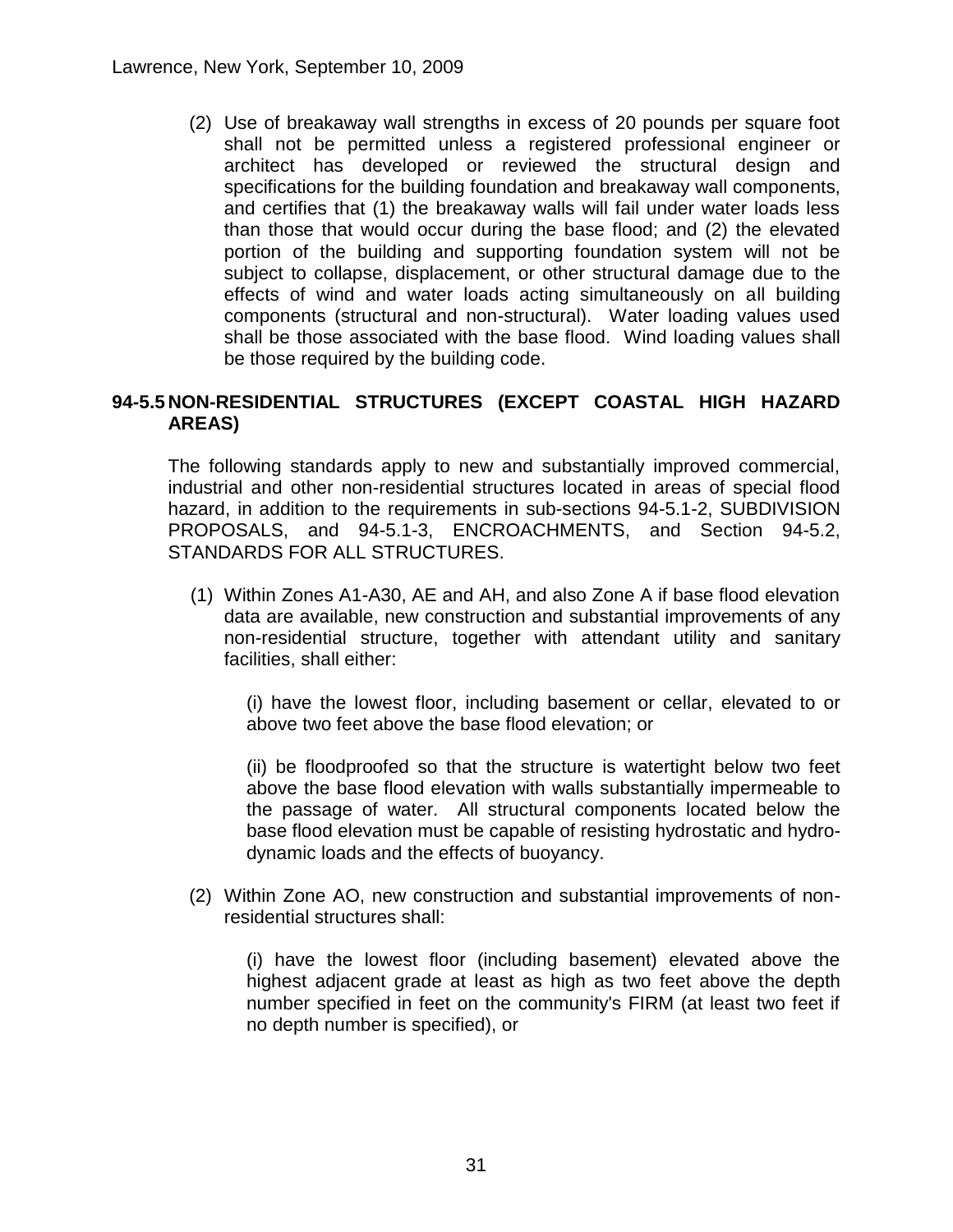(2) Use of breakaway wall strengths in excess of 20 pounds per square foot shall not be permitted unless a registered professional engineer or architect has developed or reviewed the structural design and specifications for the building foundation and breakaway wall components, and certifies that (1) the breakaway walls will fail under water loads less than those that would occur during the base flood; and (2) the elevated portion of the building and supporting foundation system will not be subject to collapse, displacement, or other structural damage due to the effects of wind and water loads acting simultaneously on all building components (structural and non-structural). Water loading values used shall be those associated with the base flood. Wind loading values shall be those required by the building code.

## 94-5.5 NON-RESIDENTIAL STRUCTURES (EXCEPT COASTAL HIGH HAZARD AREAS)

The following standards apply to new and substantially improved commercial, industrial and other non-residential structures located in areas of special flood hazard, in addition to the requirements in sub-sections 94-5.1-2, SUBDIVISION PROPOSALS, and 94-5.1-3, ENCROACHMENTS, and Section 94-5.2, STANDARDS FOR ALL STRUCTURES.

(1) Within Zones A1-A30, AE and AH, and also Zone A if base flood elevation data are available, new construction and substantial improvements of any non-residential structure, together with attendant utility and sanitary facilities, shall either:

(i) have the lowest floor, including basement or cellar, elevated to or above two feet above the base flood elevation; or

(ii) be floodproofed so that the structure is watertight below two feet above the base flood elevation with walls substantially impermeable to the passage of water. All structural components located below the base flood elevation must be capable of resisting hydrostatic and hydrodynamic loads and the effects of buoyancy.

(2) Within Zone AO, new construction and substantial improvements of non-residential structures shall:

(i) have the lowest floor (including basement) elevated above the highest adjacent grade at least as high as two feet above the depth number specified in feet on the community's FIRM (at least two feet if no depth number is specified), or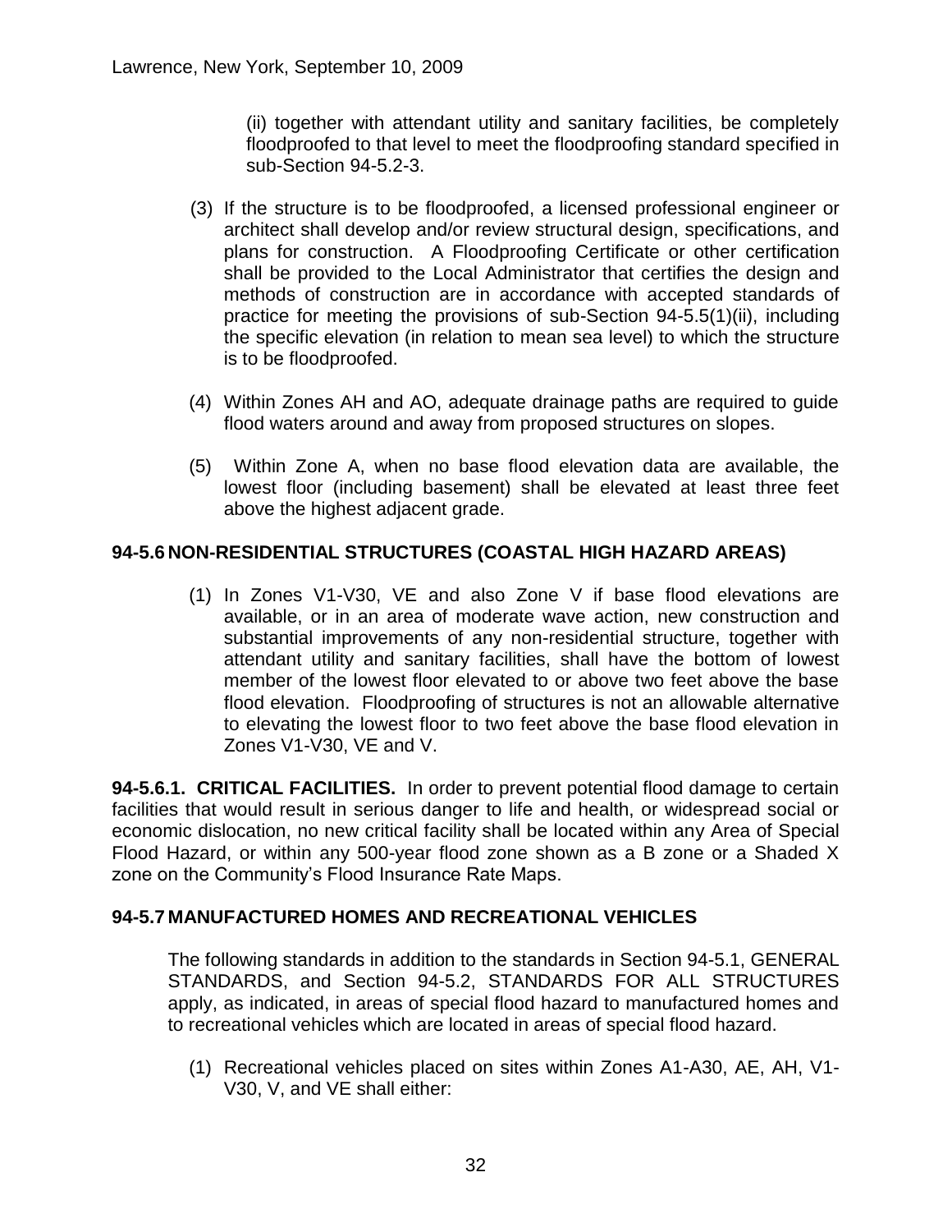(ii) together with attendant utility and sanitary facilities, be completely floodproofed to that level to meet the floodproofing standard specified in sub-Section 94-5.2-3.

(3) If the structure is to be floodproofed, a licensed professional engineer or architect shall develop and/or review structural design, specifications, and plans for construction. A Floodproofing Certificate or other certification shall be provided to the Local Administrator that certifies the design and methods of construction are in accordance with accepted standards of practice for meeting the provisions of sub-Section 94-5.5(1)(ii), including the specific elevation (in relation to mean sea level) to which the structure is to be floodproofed.

(4) Within Zones AH and AO, adequate drainage paths are required to guide flood waters around and away from proposed structures on slopes.

(5) Within Zone A, when no base flood elevation data are available, the lowest floor (including basement) shall be elevated at least three feet above the highest adjacent grade.

## 94-5.6 NON-RESIDENTIAL STRUCTURES (COASTAL HIGH HAZARD AREAS)

(1) In Zones V1-V30, VE and also Zone V if base flood elevations are available, or in an area of moderate wave action, new construction and substantial improvements of any non-residential structure, together with attendant utility and sanitary facilities, shall have the bottom of lowest member of the lowest floor elevated to or above two feet above the base flood elevation. Floodproofing of structures is not an allowable alternative to elevating the lowest floor to two feet above the base flood elevation in Zones V1-V30, VE and V.

**94-5.6.1. CRITICAL FACILITIES.** In order to prevent potential flood damage to certain facilities that would result in serious danger to life and health, or widespread social or economic dislocation, no new critical facility shall be located within any Area of Special Flood Hazard, or within any 500-year flood zone shown as a B zone or a Shaded X zone on the Community's Flood Insurance Rate Maps.

## 94-5.7 MANUFACTURED HOMES AND RECREATIONAL VEHICLES

The following standards in addition to the standards in Section 94-5.1, GENERAL STANDARDS, and Section 94-5.2, STANDARDS FOR ALL STRUCTURES apply, as indicated, in areas of special flood hazard to manufactured homes and to recreational vehicles which are located in areas of special flood hazard.

(1) Recreational vehicles placed on sites within Zones A1-A30, AE, AH, V1-V30, V, and VE shall either: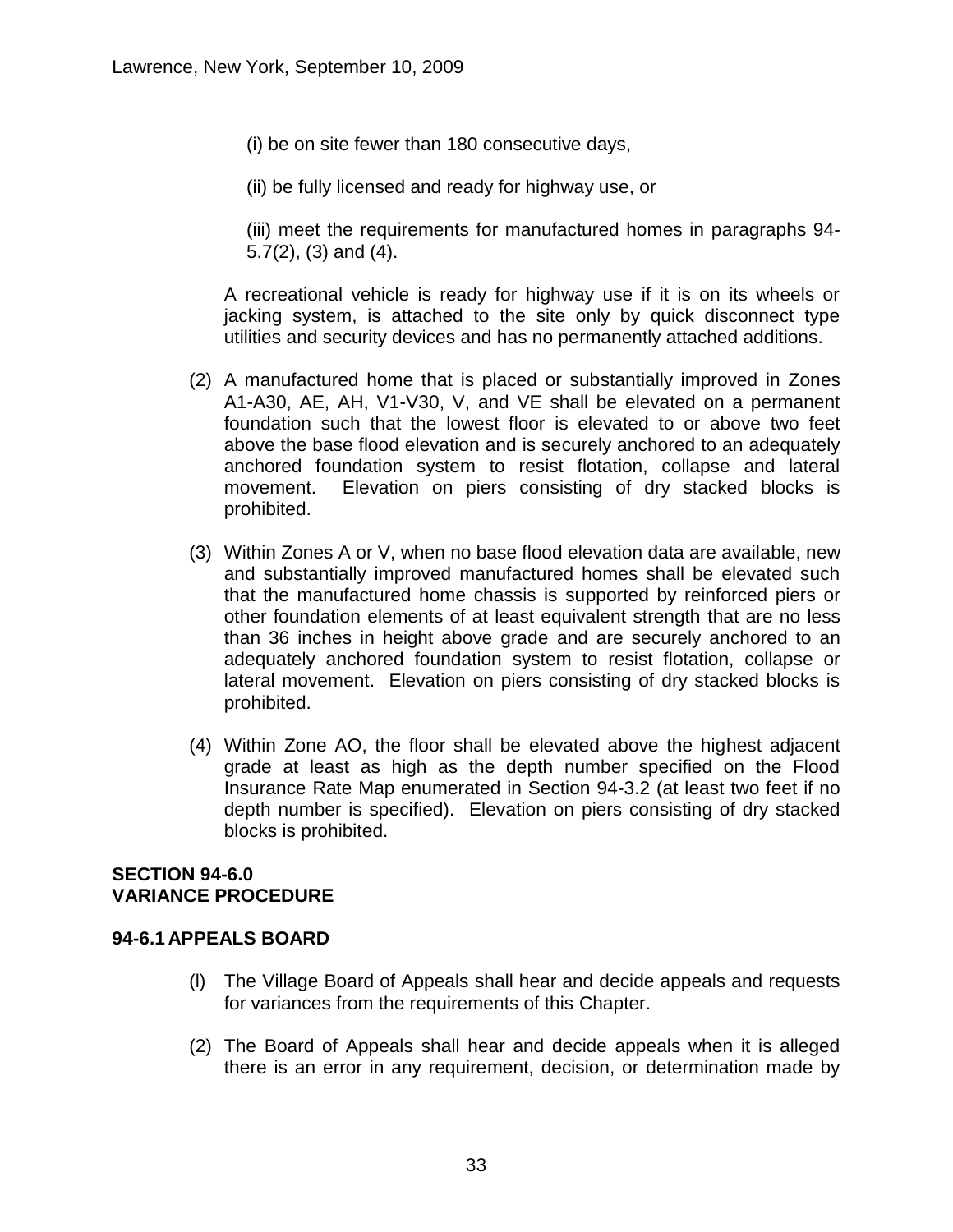(i) be on site fewer than 180 consecutive days,

(ii) be fully licensed and ready for highway use, or

(iii) meet the requirements for manufactured homes in paragraphs 94-5.7(2), (3) and (4).

A recreational vehicle is ready for highway use if it is on its wheels or jacking system, is attached to the site only by quick disconnect type utilities and security devices and has no permanently attached additions.

(2) A manufactured home that is placed or substantially improved in Zones A1-A30, AE, AH, V1-V30, V, and VE shall be elevated on a permanent foundation such that the lowest floor is elevated to or above two feet above the base flood elevation and is securely anchored to an adequately anchored foundation system to resist flotation, collapse and lateral movement. Elevation on piers consisting of dry stacked blocks is prohibited.

(3) Within Zones A or V, when no base flood elevation data are available, new and substantially improved manufactured homes shall be elevated such that the manufactured home chassis is supported by reinforced piers or other foundation elements of at least equivalent strength that are no less than 36 inches in height above grade and are securely anchored to an adequately anchored foundation system to resist flotation, collapse or lateral movement. Elevation on piers consisting of dry stacked blocks is prohibited.

(4) Within Zone AO, the floor shall be elevated above the highest adjacent grade at least as high as the depth number specified on the Flood Insurance Rate Map enumerated in Section 94-3.2 (at least two feet if no depth number is specified). Elevation on piers consisting of dry stacked blocks is prohibited.

## SECTION 94-6.0
## VARIANCE PROCEDURE

### 94-6.1 APPEALS BOARD

(l) The Village Board of Appeals shall hear and decide appeals and requests for variances from the requirements of this Chapter.

(2) The Board of Appeals shall hear and decide appeals when it is alleged there is an error in any requirement, decision, or determination made by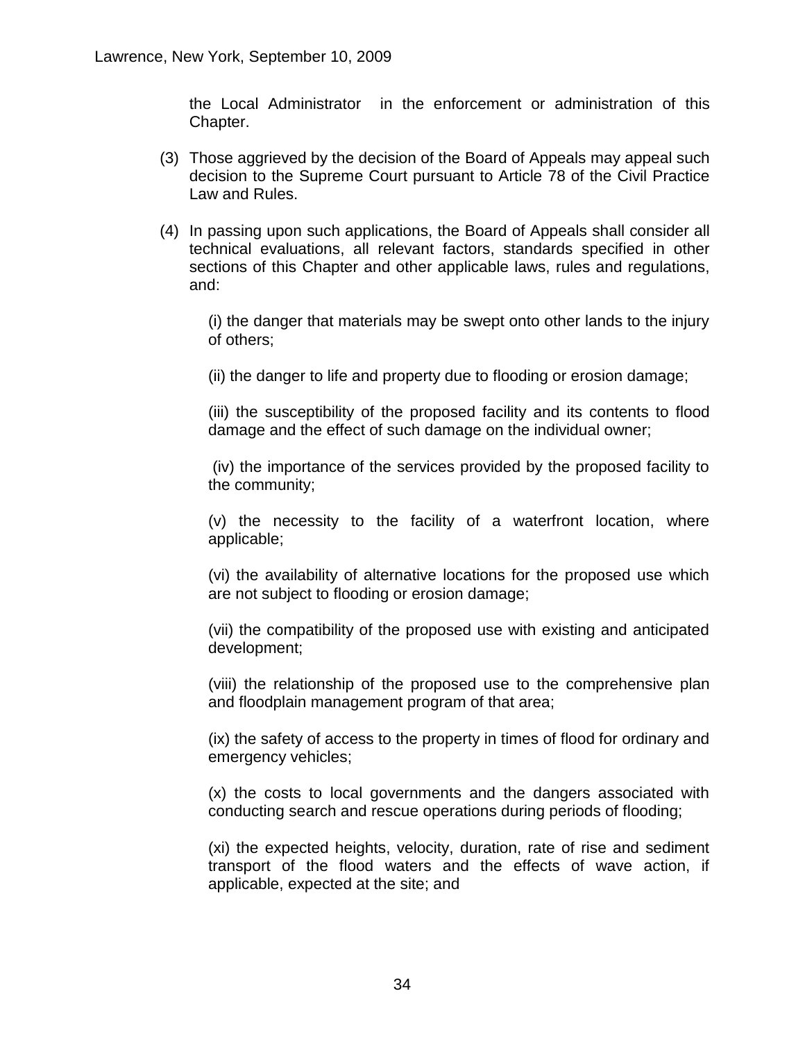the Local Administrator in the enforcement or administration of this Chapter.

(3) Those aggrieved by the decision of the Board of Appeals may appeal such decision to the Supreme Court pursuant to Article 78 of the Civil Practice Law and Rules.

(4) In passing upon such applications, the Board of Appeals shall consider all technical evaluations, all relevant factors, standards specified in other sections of this Chapter and other applicable laws, rules and regulations, and:

(i) the danger that materials may be swept onto other lands to the injury of others;

(ii) the danger to life and property due to flooding or erosion damage;

(iii) the susceptibility of the proposed facility and its contents to flood damage and the effect of such damage on the individual owner;

(iv) the importance of the services provided by the proposed facility to the community;

(v) the necessity to the facility of a waterfront location, where applicable;

(vi) the availability of alternative locations for the proposed use which are not subject to flooding or erosion damage;

(vii) the compatibility of the proposed use with existing and anticipated development;

(viii) the relationship of the proposed use to the comprehensive plan and floodplain management program of that area;

(ix) the safety of access to the property in times of flood for ordinary and emergency vehicles;

(x) the costs to local governments and the dangers associated with conducting search and rescue operations during periods of flooding;

(xi) the expected heights, velocity, duration, rate of rise and sediment transport of the flood waters and the effects of wave action, if applicable, expected at the site; and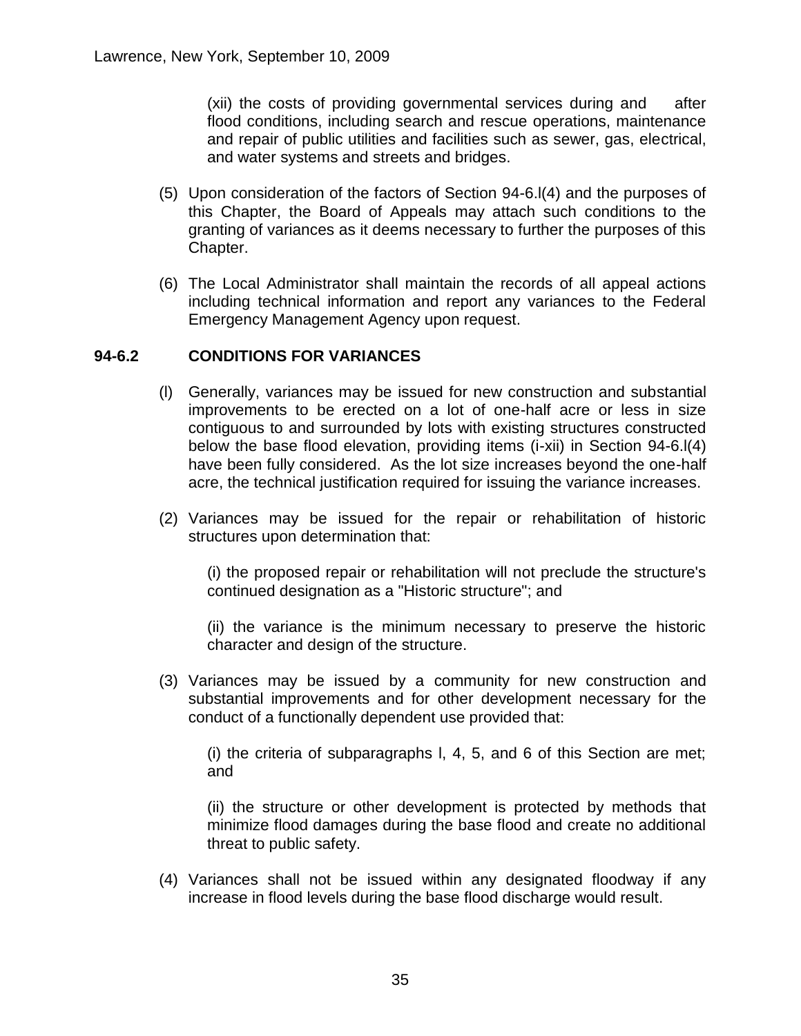(xii) the costs of providing governmental services during and after flood conditions, including search and rescue operations, maintenance and repair of public utilities and facilities such as sewer, gas, electrical, and water systems and streets and bridges.

(5) Upon consideration of the factors of Section 94-6.l(4) and the purposes of this Chapter, the Board of Appeals may attach such conditions to the granting of variances as it deems necessary to further the purposes of this Chapter.

(6) The Local Administrator shall maintain the records of all appeal actions including technical information and report any variances to the Federal Emergency Management Agency upon request.

## 94-6.2 CONDITIONS FOR VARIANCES

(l) Generally, variances may be issued for new construction and substantial improvements to be erected on a lot of one-half acre or less in size contiguous to and surrounded by lots with existing structures constructed below the base flood elevation, providing items (i-xii) in Section 94-6.l(4) have been fully considered. As the lot size increases beyond the one-half acre, the technical justification required for issuing the variance increases.

(2) Variances may be issued for the repair or rehabilitation of historic structures upon determination that:

(i) the proposed repair or rehabilitation will not preclude the structure's continued designation as a "Historic structure"; and

(ii) the variance is the minimum necessary to preserve the historic character and design of the structure.

(3) Variances may be issued by a community for new construction and substantial improvements and for other development necessary for the conduct of a functionally dependent use provided that:

(i) the criteria of subparagraphs l, 4, 5, and 6 of this Section are met; and

(ii) the structure or other development is protected by methods that minimize flood damages during the base flood and create no additional threat to public safety.

(4) Variances shall not be issued within any designated floodway if any increase in flood levels during the base flood discharge would result.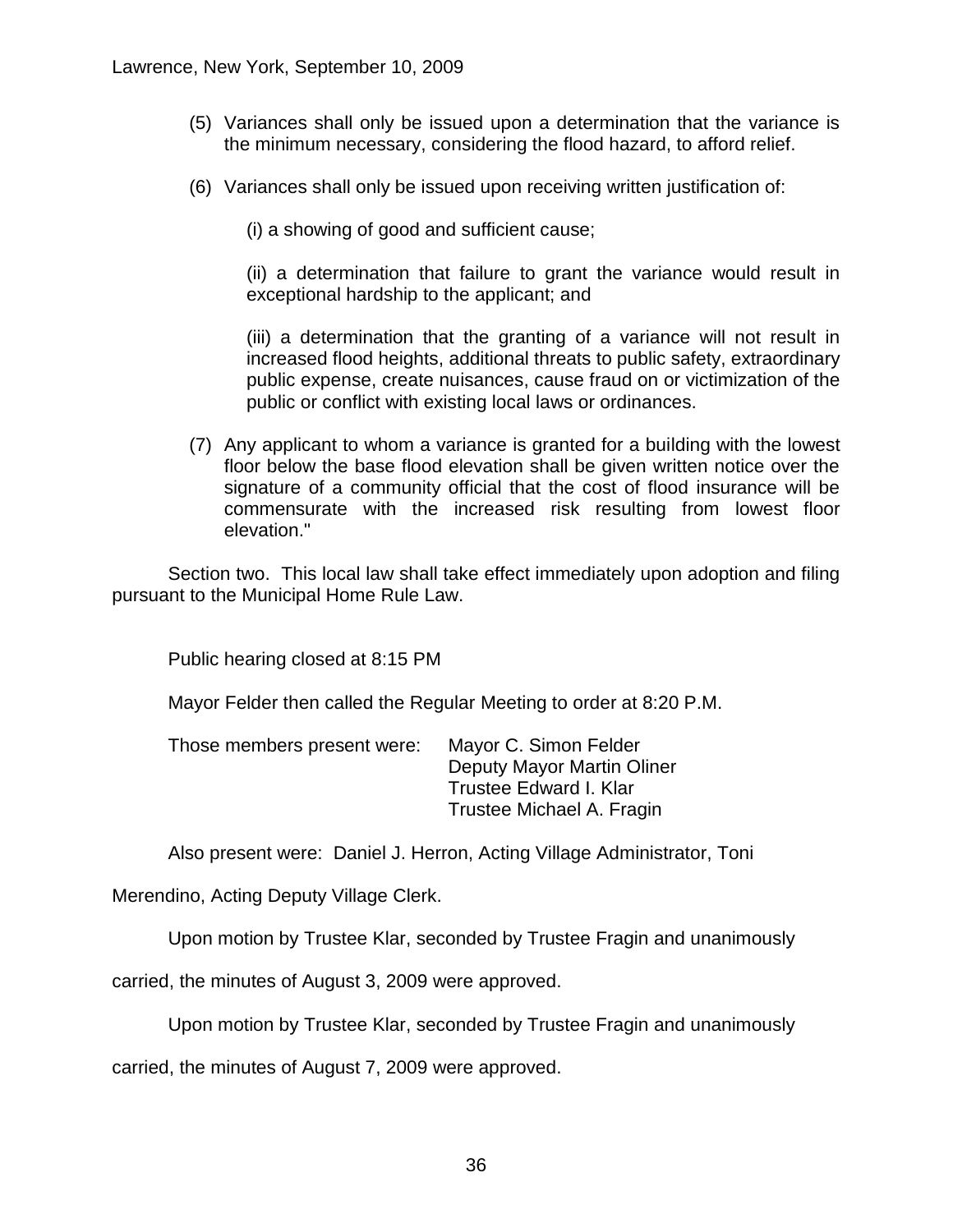(5) Variances shall only be issued upon a determination that the variance is the minimum necessary, considering the flood hazard, to afford relief.

(6) Variances shall only be issued upon receiving written justification of:

(i) a showing of good and sufficient cause;

(ii) a determination that failure to grant the variance would result in exceptional hardship to the applicant; and

(iii) a determination that the granting of a variance will not result in increased flood heights, additional threats to public safety, extraordinary public expense, create nuisances, cause fraud on or victimization of the public or conflict with existing local laws or ordinances.

(7) Any applicant to whom a variance is granted for a building with the lowest floor below the base flood elevation shall be given written notice over the signature of a community official that the cost of flood insurance will be commensurate with the increased risk resulting from lowest floor elevation."

Section two. This local law shall take effect immediately upon adoption and filing pursuant to the Municipal Home Rule Law.

Public hearing closed at 8:15 PM

Mayor Felder then called the Regular Meeting to order at 8:20 P.M.

Those members present were:
Mayor C. Simon Felder
Deputy Mayor Martin Oliner
Trustee Edward I. Klar
Trustee Michael A. Fragin

Also present were: Daniel J. Herron, Acting Village Administrator, Toni Merendino, Acting Deputy Village Clerk.

Upon motion by Trustee Klar, seconded by Trustee Fragin and unanimously carried, the minutes of August 3, 2009 were approved.

Upon motion by Trustee Klar, seconded by Trustee Fragin and unanimously carried, the minutes of August 7, 2009 were approved.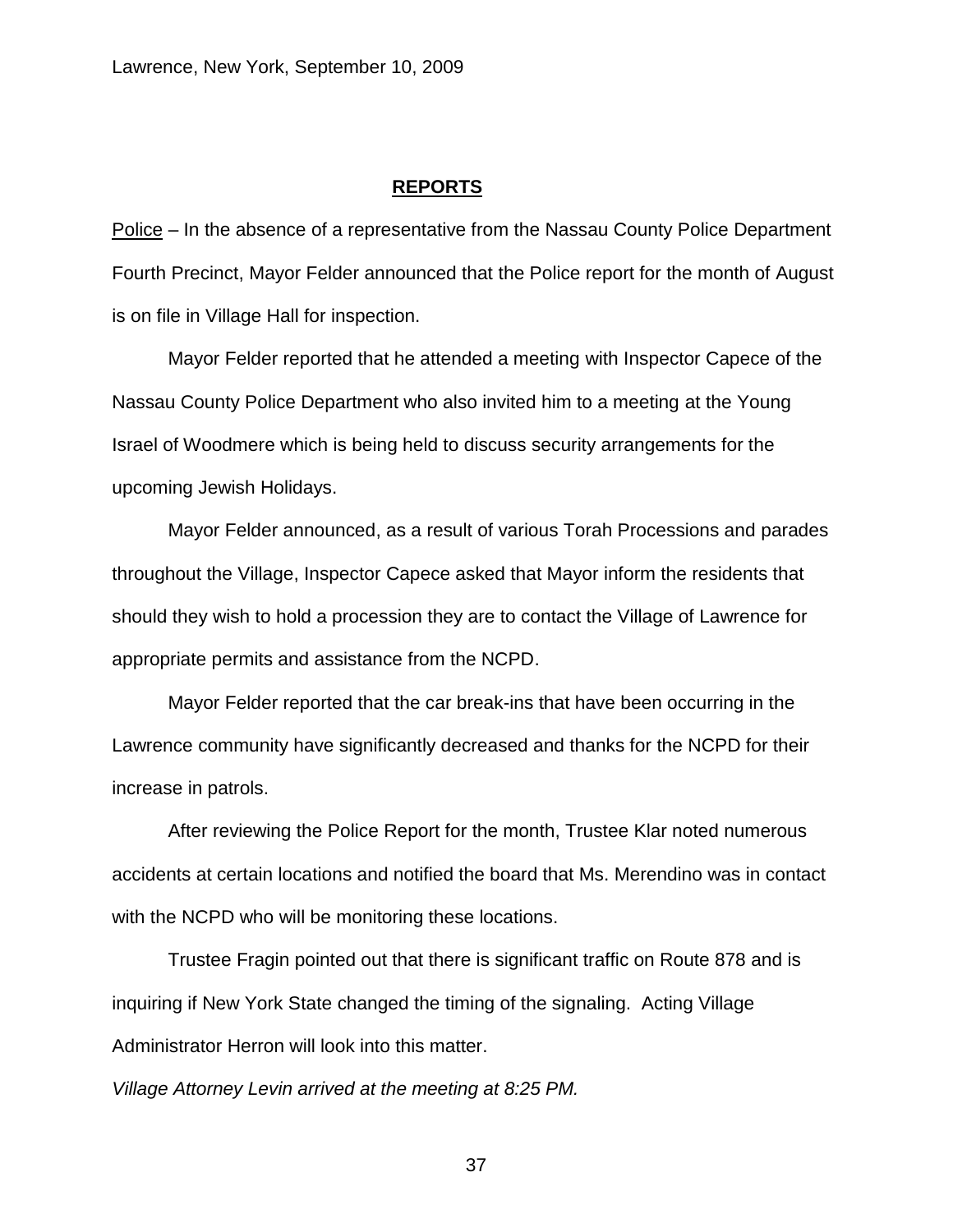Lawrence, New York, September 10, 2009

## REPORTS

Police – In the absence of a representative from the Nassau County Police Department Fourth Precinct, Mayor Felder announced that the Police report for the month of August is on file in Village Hall for inspection.

Mayor Felder reported that he attended a meeting with Inspector Capece of the Nassau County Police Department who also invited him to a meeting at the Young Israel of Woodmere which is being held to discuss security arrangements for the upcoming Jewish Holidays.

Mayor Felder announced, as a result of various Torah Processions and parades throughout the Village, Inspector Capece asked that Mayor inform the residents that should they wish to hold a procession they are to contact the Village of Lawrence for appropriate permits and assistance from the NCPD.

Mayor Felder reported that the car break-ins that have been occurring in the Lawrence community have significantly decreased and thanks for the NCPD for their increase in patrols.

After reviewing the Police Report for the month, Trustee Klar noted numerous accidents at certain locations and notified the board that Ms. Merendino was in contact with the NCPD who will be monitoring these locations.

Trustee Fragin pointed out that there is significant traffic on Route 878 and is inquiring if New York State changed the timing of the signaling. Acting Village Administrator Herron will look into this matter.

*Village Attorney Levin arrived at the meeting at 8:25 PM.*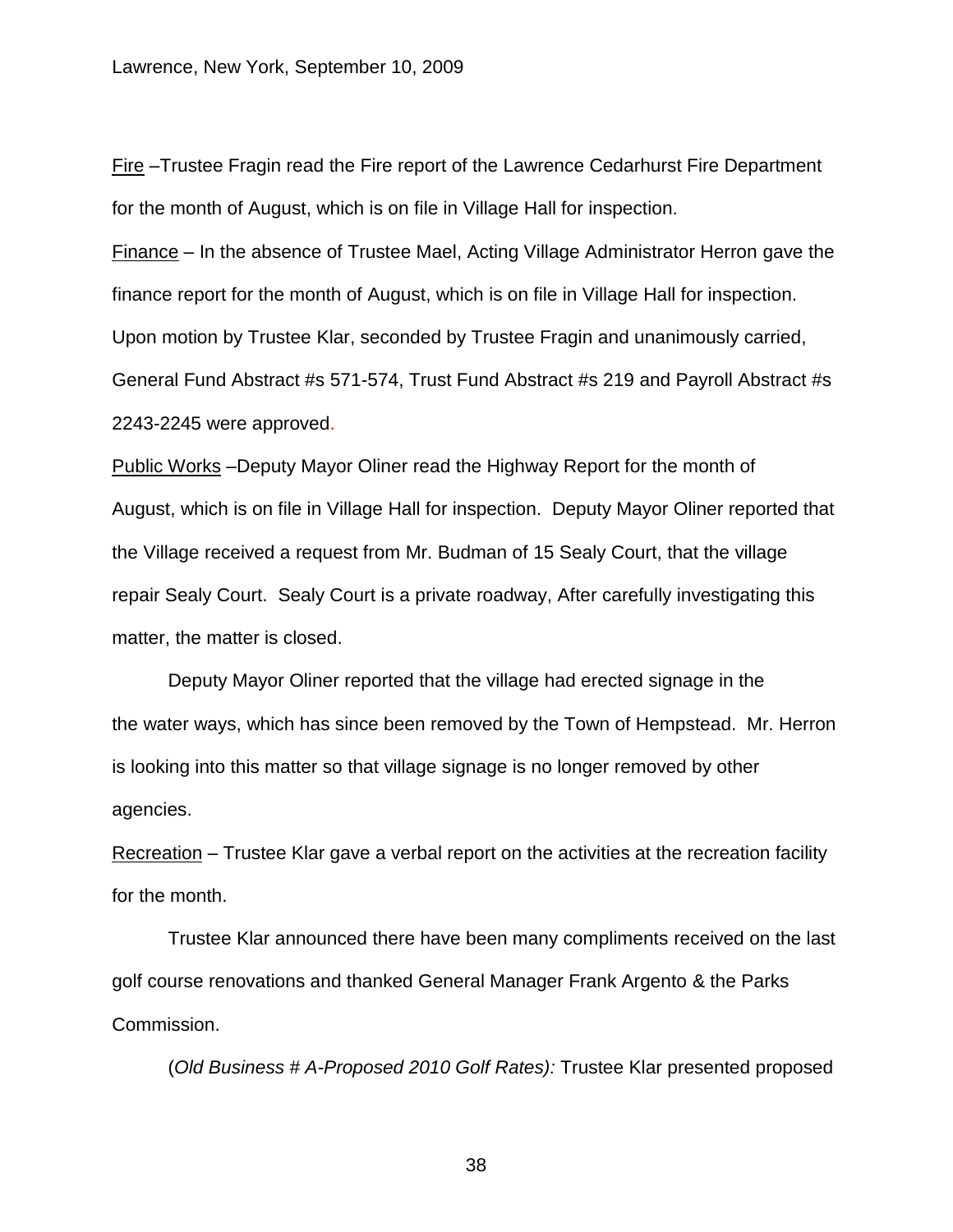Fire –Trustee Fragin read the Fire report of the Lawrence Cedarhurst Fire Department for the month of August, which is on file in Village Hall for inspection.

Finance – In the absence of Trustee Mael, Acting Village Administrator Herron gave the finance report for the month of August, which is on file in Village Hall for inspection. Upon motion by Trustee Klar, seconded by Trustee Fragin and unanimously carried, General Fund Abstract #s 571-574, Trust Fund Abstract #s 219 and Payroll Abstract #s 2243-2245 were approved.

Public Works –Deputy Mayor Oliner read the Highway Report for the month of August, which is on file in Village Hall for inspection. Deputy Mayor Oliner reported that the Village received a request from Mr. Budman of 15 Sealy Court, that the village repair Sealy Court. Sealy Court is a private roadway, After carefully investigating this matter, the matter is closed.

Deputy Mayor Oliner reported that the village had erected signage in the the water ways, which has since been removed by the Town of Hempstead. Mr. Herron is looking into this matter so that village signage is no longer removed by other agencies.

Recreation – Trustee Klar gave a verbal report on the activities at the recreation facility for the month.

Trustee Klar announced there have been many compliments received on the last golf course renovations and thanked General Manager Frank Argento & the Parks Commission.

(*Old Business # A-Proposed 2010 Golf Rates):* Trustee Klar presented proposed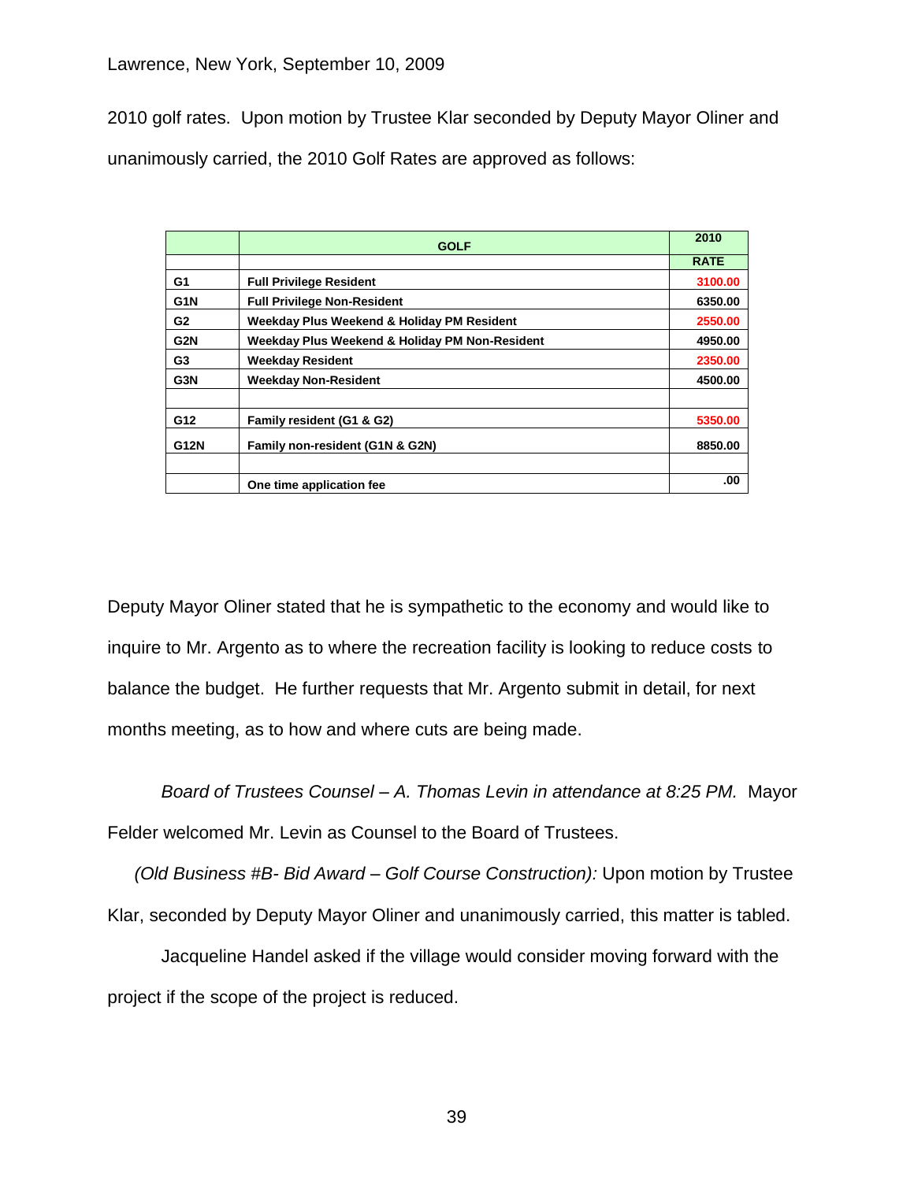2010 golf rates. Upon motion by Trustee Klar seconded by Deputy Mayor Oliner and unanimously carried, the 2010 Golf Rates are approved as follows:

| | GOLF | 2010 |
|---|---|---|
| | | RATE |
| G1 | Full Privilege Resident | 3100.00 |
| G1N | Full Privilege Non-Resident | 6350.00 |
| G2 | Weekday Plus Weekend & Holiday PM Resident | 2550.00 |
| G2N | Weekday Plus Weekend & Holiday PM Non-Resident | 4950.00 |
| G3 | Weekday Resident | 2350.00 |
| G3N | Weekday Non-Resident | 4500.00 |
| | | |
| G12 | Family resident (G1 & G2) | 5350.00 |
| G12N | Family non-resident (G1N & G2N) | 8850.00 |
| | | |
| | One time application fee | .00 |

Deputy Mayor Oliner stated that he is sympathetic to the economy and would like to inquire to Mr. Argento as to where the recreation facility is looking to reduce costs to balance the budget. He further requests that Mr. Argento submit in detail, for next months meeting, as to how and where cuts are being made.

*Board of Trustees Counsel – A. Thomas Levin in attendance at 8:25 PM.* Mayor Felder welcomed Mr. Levin as Counsel to the Board of Trustees.

*(Old Business #B- Bid Award – Golf Course Construction):* Upon motion by Trustee Klar, seconded by Deputy Mayor Oliner and unanimously carried, this matter is tabled.

Jacqueline Handel asked if the village would consider moving forward with the project if the scope of the project is reduced.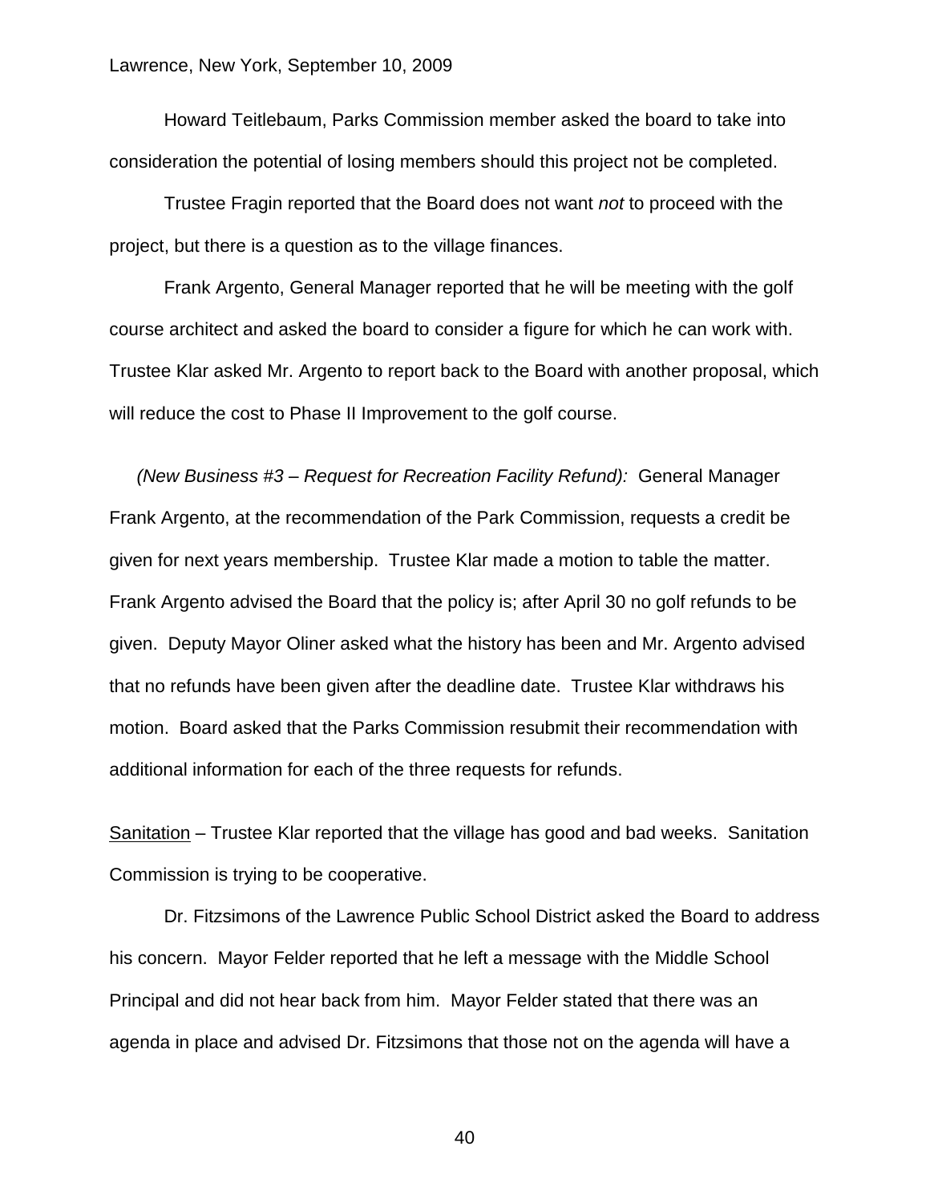Howard Teitlebaum, Parks Commission member asked the board to take into consideration the potential of losing members should this project not be completed.

Trustee Fragin reported that the Board does not want *not* to proceed with the project, but there is a question as to the village finances.

Frank Argento, General Manager reported that he will be meeting with the golf course architect and asked the board to consider a figure for which he can work with. Trustee Klar asked Mr. Argento to report back to the Board with another proposal, which will reduce the cost to Phase II Improvement to the golf course.

*(New Business #3 – Request for Recreation Facility Refund):* General Manager Frank Argento, at the recommendation of the Park Commission, requests a credit be given for next years membership. Trustee Klar made a motion to table the matter. Frank Argento advised the Board that the policy is; after April 30 no golf refunds to be given. Deputy Mayor Oliner asked what the history has been and Mr. Argento advised that no refunds have been given after the deadline date. Trustee Klar withdraws his motion. Board asked that the Parks Commission resubmit their recommendation with additional information for each of the three requests for refunds.

<u>Sanitation</u> – Trustee Klar reported that the village has good and bad weeks. Sanitation Commission is trying to be cooperative.

Dr. Fitzsimons of the Lawrence Public School District asked the Board to address his concern. Mayor Felder reported that he left a message with the Middle School Principal and did not hear back from him. Mayor Felder stated that there was an agenda in place and advised Dr. Fitzsimons that those not on the agenda will have a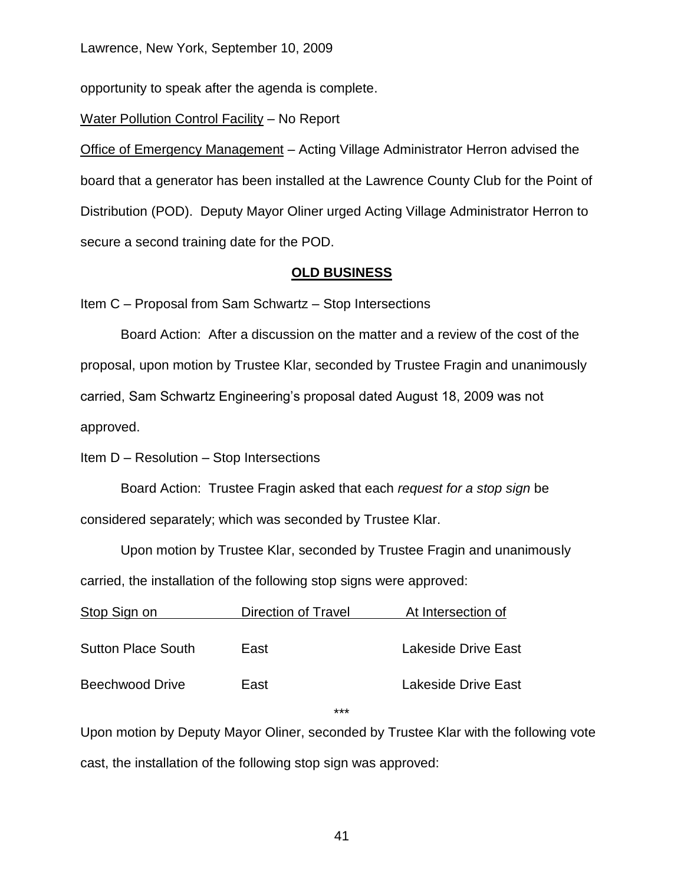opportunity to speak after the agenda is complete.

<u>Water Pollution Control Facility</u> – No Report

<u>Office of Emergency Management</u> – Acting Village Administrator Herron advised the board that a generator has been installed at the Lawrence County Club for the Point of Distribution (POD). Deputy Mayor Oliner urged Acting Village Administrator Herron to secure a second training date for the POD.

## OLD BUSINESS

Item C – Proposal from Sam Schwartz – Stop Intersections

Board Action: After a discussion on the matter and a review of the cost of the proposal, upon motion by Trustee Klar, seconded by Trustee Fragin and unanimously carried, Sam Schwartz Engineering's proposal dated August 18, 2009 was not approved.

Item D – Resolution – Stop Intersections

Board Action: Trustee Fragin asked that each *request for a stop sign* be considered separately; which was seconded by Trustee Klar.

Upon motion by Trustee Klar, seconded by Trustee Fragin and unanimously carried, the installation of the following stop signs were approved:

| Stop Sign on | Direction of Travel | At Intersection of |
|---|---|---|
| Sutton Place South | East | Lakeside Drive East |
| Beechwood Drive | East | Lakeside Drive East |

***

Upon motion by Deputy Mayor Oliner, seconded by Trustee Klar with the following vote cast, the installation of the following stop sign was approved: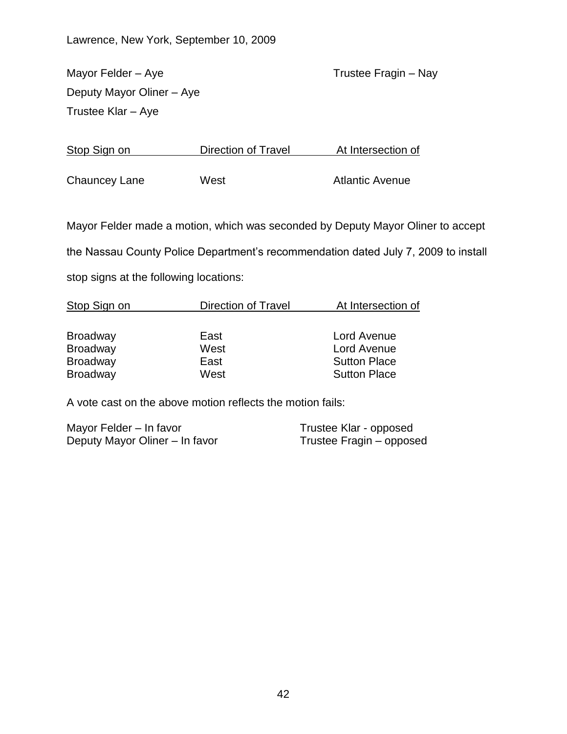Lawrence, New York, September 10, 2009

Mayor Felder – Aye
Deputy Mayor Oliner – Aye
Trustee Klar – Aye
Trustee Fragin – Nay

| Stop Sign on | Direction of Travel | At Intersection of |
|---|---|---|
| Chauncey Lane | West | Atlantic Avenue |

Mayor Felder made a motion, which was seconded by Deputy Mayor Oliner to accept the Nassau County Police Department's recommendation dated July 7, 2009 to install stop signs at the following locations:

| Stop Sign on | Direction of Travel | At Intersection of |
|---|---|---|
| Broadway | East | Lord Avenue |
| Broadway | West | Lord Avenue |
| Broadway | East | Sutton Place |
| Broadway | West | Sutton Place |

A vote cast on the above motion reflects the motion fails:

Mayor Felder – In favor
Deputy Mayor Oliner – In favor
Trustee Klar - opposed
Trustee Fragin – opposed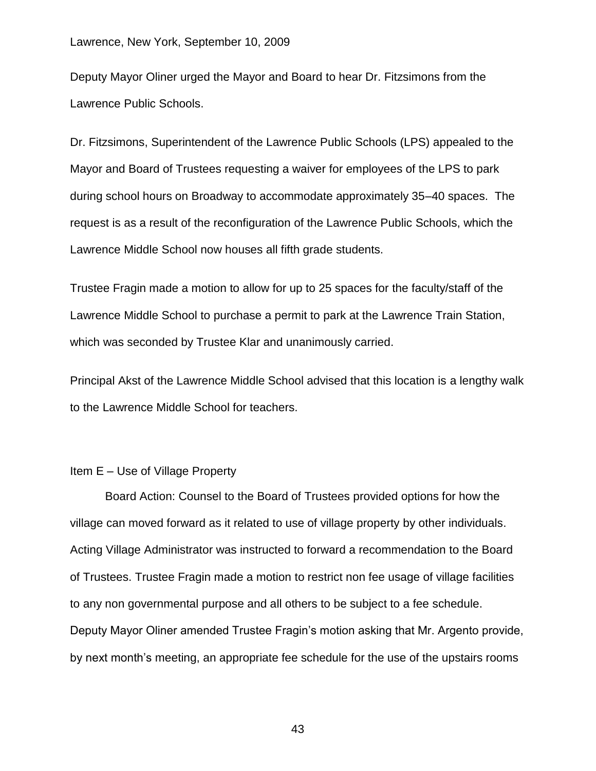Lawrence, New York, September 10, 2009

Deputy Mayor Oliner urged the Mayor and Board to hear Dr. Fitzsimons from the Lawrence Public Schools.

Dr. Fitzsimons, Superintendent of the Lawrence Public Schools (LPS) appealed to the Mayor and Board of Trustees requesting a waiver for employees of the LPS to park during school hours on Broadway to accommodate approximately 35–40 spaces. The request is as a result of the reconfiguration of the Lawrence Public Schools, which the Lawrence Middle School now houses all fifth grade students.

Trustee Fragin made a motion to allow for up to 25 spaces for the faculty/staff of the Lawrence Middle School to purchase a permit to park at the Lawrence Train Station, which was seconded by Trustee Klar and unanimously carried.

Principal Akst of the Lawrence Middle School advised that this location is a lengthy walk to the Lawrence Middle School for teachers.

Item E – Use of Village Property

Board Action: Counsel to the Board of Trustees provided options for how the village can moved forward as it related to use of village property by other individuals. Acting Village Administrator was instructed to forward a recommendation to the Board of Trustees. Trustee Fragin made a motion to restrict non fee usage of village facilities to any non governmental purpose and all others to be subject to a fee schedule. Deputy Mayor Oliner amended Trustee Fragin's motion asking that Mr. Argento provide, by next month's meeting, an appropriate fee schedule for the use of the upstairs rooms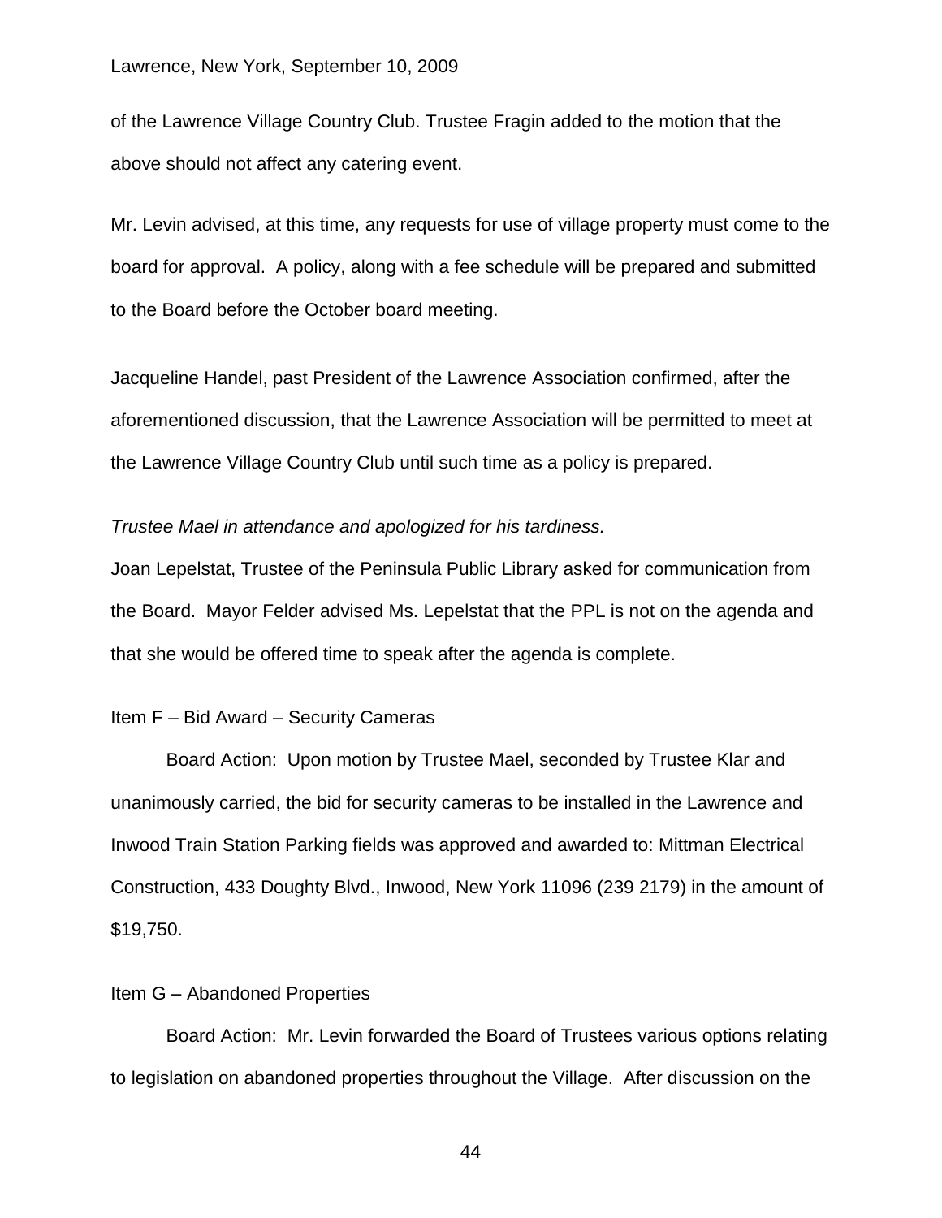of the Lawrence Village Country Club. Trustee Fragin added to the motion that the above should not affect any catering event.

Mr. Levin advised, at this time, any requests for use of village property must come to the board for approval. A policy, along with a fee schedule will be prepared and submitted to the Board before the October board meeting.

Jacqueline Handel, past President of the Lawrence Association confirmed, after the aforementioned discussion, that the Lawrence Association will be permitted to meet at the Lawrence Village Country Club until such time as a policy is prepared.

*Trustee Mael in attendance and apologized for his tardiness.*

Joan Lepelstat, Trustee of the Peninsula Public Library asked for communication from the Board. Mayor Felder advised Ms. Lepelstat that the PPL is not on the agenda and that she would be offered time to speak after the agenda is complete.

Item F – Bid Award – Security Cameras

Board Action: Upon motion by Trustee Mael, seconded by Trustee Klar and unanimously carried, the bid for security cameras to be installed in the Lawrence and Inwood Train Station Parking fields was approved and awarded to: Mittman Electrical Construction, 433 Doughty Blvd., Inwood, New York 11096 (239 2179) in the amount of $19,750.

Item G – Abandoned Properties

Board Action: Mr. Levin forwarded the Board of Trustees various options relating to legislation on abandoned properties throughout the Village. After discussion on the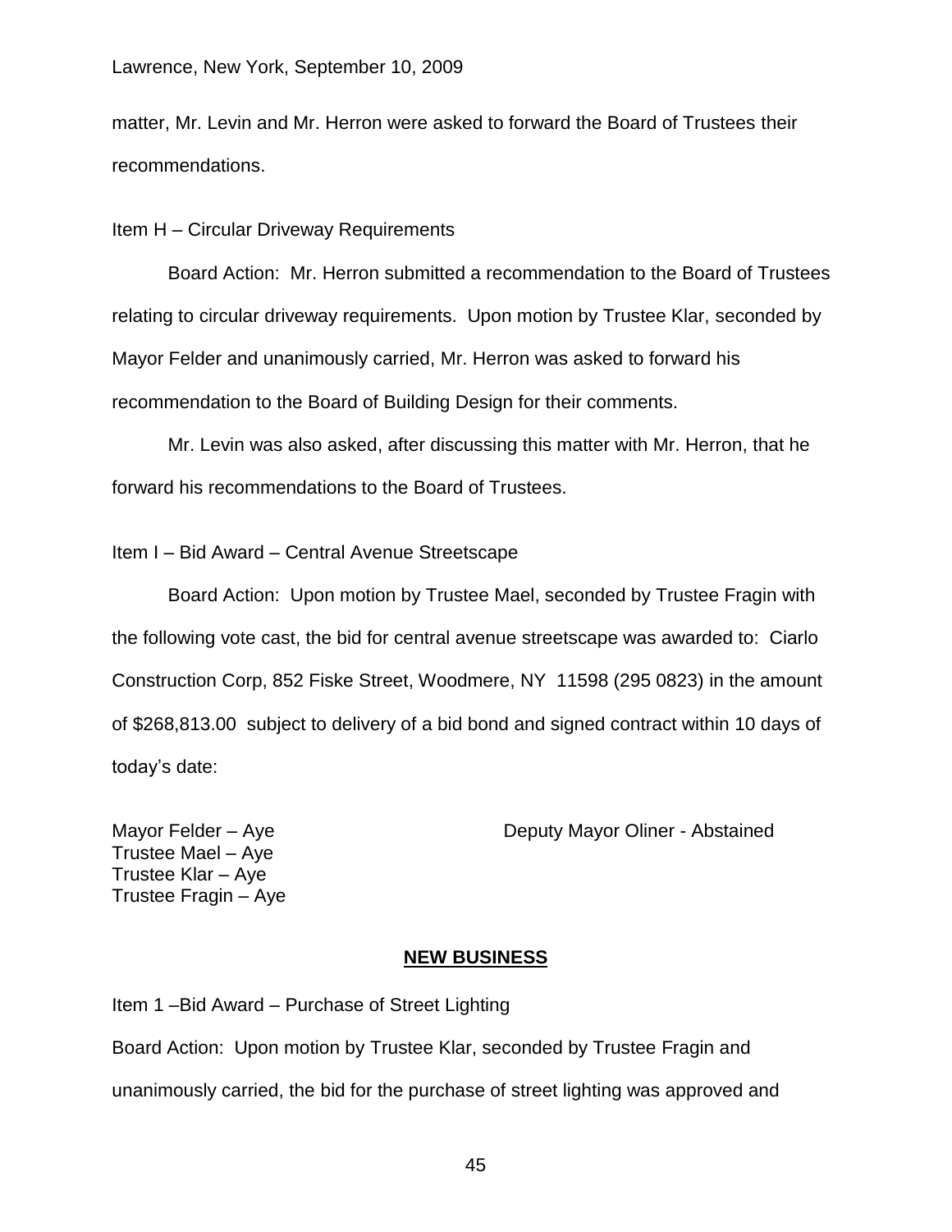matter, Mr. Levin and Mr. Herron were asked to forward the Board of Trustees their recommendations.

Item H – Circular Driveway Requirements

Board Action: Mr. Herron submitted a recommendation to the Board of Trustees relating to circular driveway requirements. Upon motion by Trustee Klar, seconded by Mayor Felder and unanimously carried, Mr. Herron was asked to forward his recommendation to the Board of Building Design for their comments.

Mr. Levin was also asked, after discussing this matter with Mr. Herron, that he forward his recommendations to the Board of Trustees.

Item I – Bid Award – Central Avenue Streetscape

Board Action: Upon motion by Trustee Mael, seconded by Trustee Fragin with the following vote cast, the bid for central avenue streetscape was awarded to: Ciarlo Construction Corp, 852 Fiske Street, Woodmere, NY 11598 (295 0823) in the amount of $268,813.00 subject to delivery of a bid bond and signed contract within 10 days of today's date:

Mayor Felder – Aye
Trustee Mael – Aye
Trustee Klar – Aye
Trustee Fragin – Aye

Deputy Mayor Oliner - Abstained

## NEW BUSINESS

Item 1 –Bid Award – Purchase of Street Lighting

Board Action: Upon motion by Trustee Klar, seconded by Trustee Fragin and unanimously carried, the bid for the purchase of street lighting was approved and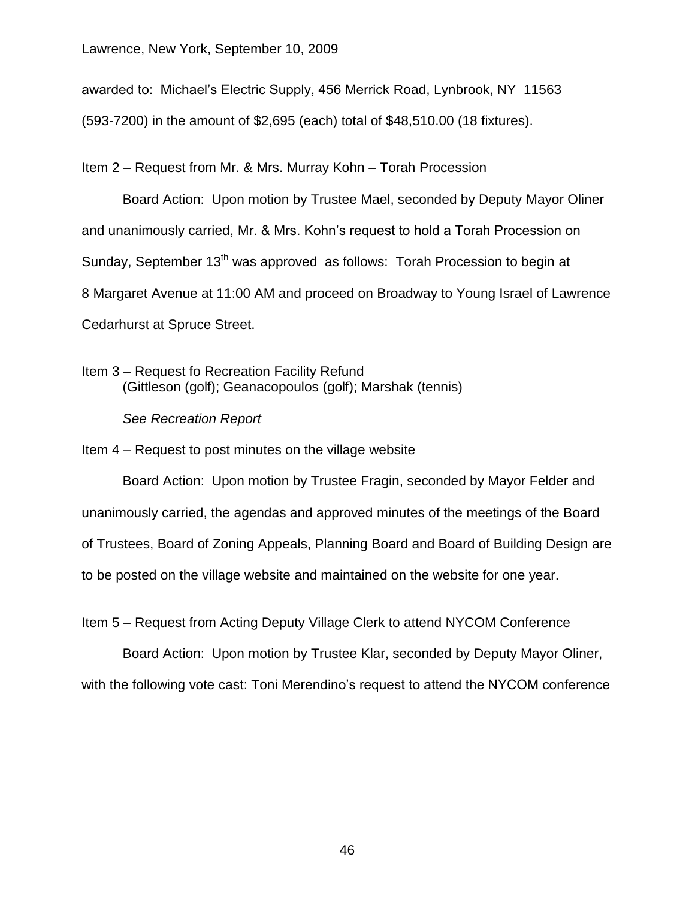awarded to: Michael's Electric Supply, 456 Merrick Road, Lynbrook, NY 11563 (593-7200) in the amount of $2,695 (each) total of $48,510.00 (18 fixtures).

Item 2 – Request from Mr. & Mrs. Murray Kohn – Torah Procession

Board Action: Upon motion by Trustee Mael, seconded by Deputy Mayor Oliner and unanimously carried, Mr. & Mrs. Kohn's request to hold a Torah Procession on Sunday, September 13th was approved as follows: Torah Procession to begin at 8 Margaret Avenue at 11:00 AM and proceed on Broadway to Young Israel of Lawrence Cedarhurst at Spruce Street.

Item 3 – Request fo Recreation Facility Refund
(Gittleson (golf); Geanacopoulos (golf); Marshak (tennis)

*See Recreation Report*

Item 4 – Request to post minutes on the village website

Board Action: Upon motion by Trustee Fragin, seconded by Mayor Felder and unanimously carried, the agendas and approved minutes of the meetings of the Board of Trustees, Board of Zoning Appeals, Planning Board and Board of Building Design are to be posted on the village website and maintained on the website for one year.

Item 5 – Request from Acting Deputy Village Clerk to attend NYCOM Conference

Board Action: Upon motion by Trustee Klar, seconded by Deputy Mayor Oliner, with the following vote cast: Toni Merendino's request to attend the NYCOM conference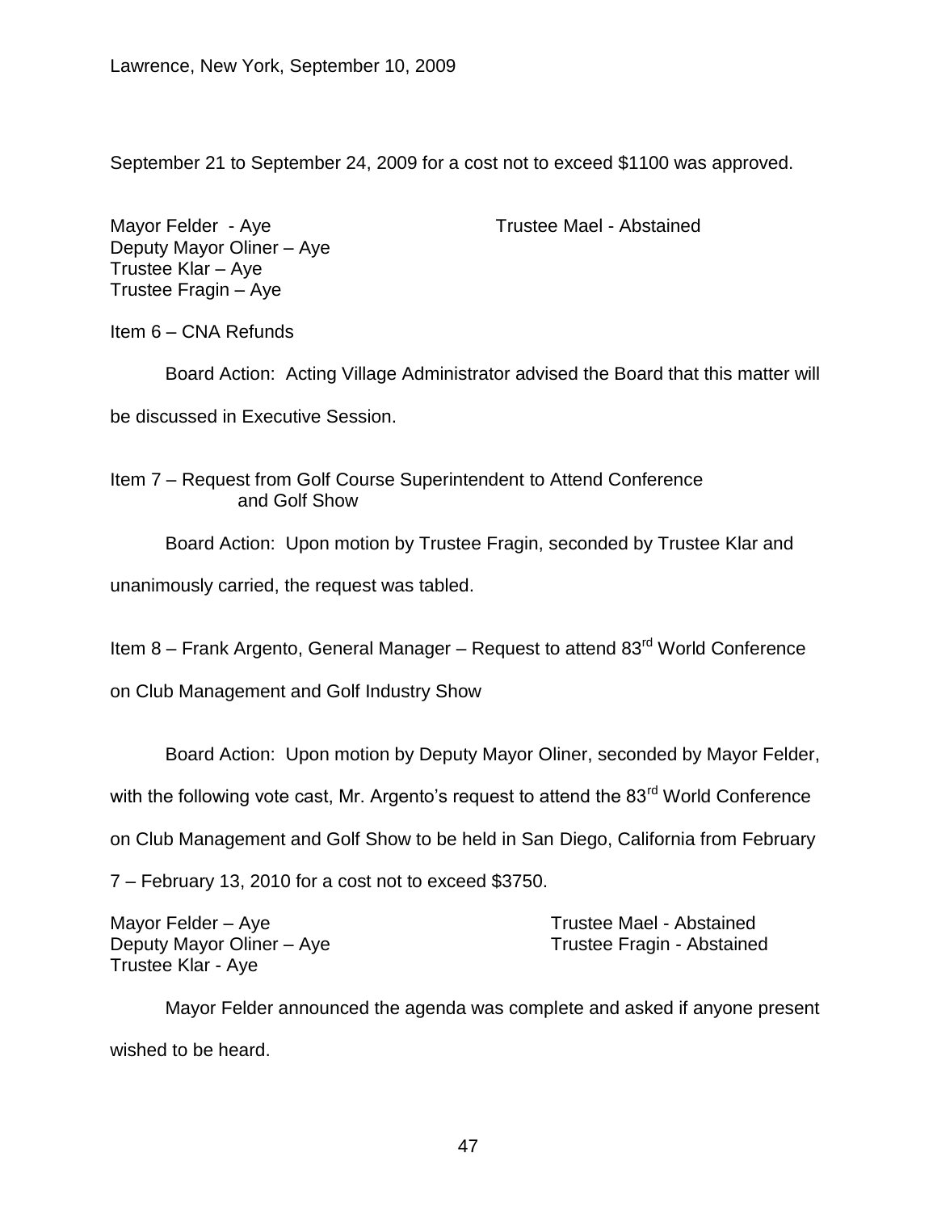September 21 to September 24, 2009 for a cost not to exceed $1100 was approved.

Mayor Felder - Aye
Deputy Mayor Oliner – Aye
Trustee Klar – Aye
Trustee Fragin – Aye
Trustee Mael - Abstained

Item 6 – CNA Refunds

Board Action: Acting Village Administrator advised the Board that this matter will be discussed in Executive Session.

Item 7 – Request from Golf Course Superintendent to Attend Conference and Golf Show

Board Action: Upon motion by Trustee Fragin, seconded by Trustee Klar and unanimously carried, the request was tabled.

Item 8 – Frank Argento, General Manager – Request to attend 83rd World Conference on Club Management and Golf Industry Show

Board Action: Upon motion by Deputy Mayor Oliner, seconded by Mayor Felder, with the following vote cast, Mr. Argento's request to attend the 83rd World Conference on Club Management and Golf Show to be held in San Diego, California from February 7 – February 13, 2010 for a cost not to exceed $3750.

Mayor Felder – Aye
Deputy Mayor Oliner – Aye
Trustee Klar - Aye
Trustee Mael - Abstained
Trustee Fragin - Abstained

Mayor Felder announced the agenda was complete and asked if anyone present wished to be heard.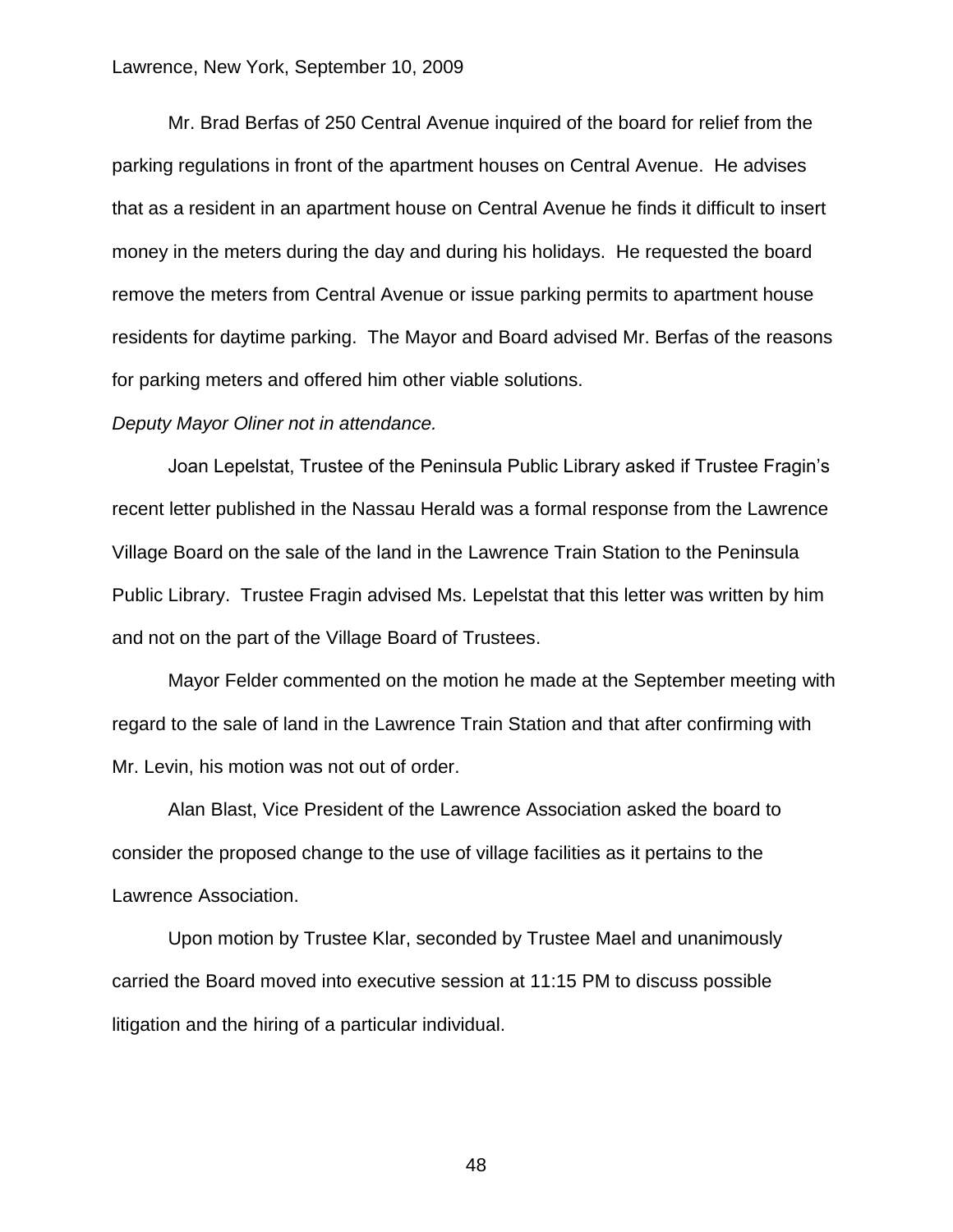Mr. Brad Berfas of 250 Central Avenue inquired of the board for relief from the parking regulations in front of the apartment houses on Central Avenue. He advises that as a resident in an apartment house on Central Avenue he finds it difficult to insert money in the meters during the day and during his holidays. He requested the board remove the meters from Central Avenue or issue parking permits to apartment house residents for daytime parking. The Mayor and Board advised Mr. Berfas of the reasons for parking meters and offered him other viable solutions.

*Deputy Mayor Oliner not in attendance.*

Joan Lepelstat, Trustee of the Peninsula Public Library asked if Trustee Fragin's recent letter published in the Nassau Herald was a formal response from the Lawrence Village Board on the sale of the land in the Lawrence Train Station to the Peninsula Public Library. Trustee Fragin advised Ms. Lepelstat that this letter was written by him and not on the part of the Village Board of Trustees.

Mayor Felder commented on the motion he made at the September meeting with regard to the sale of land in the Lawrence Train Station and that after confirming with Mr. Levin, his motion was not out of order.

Alan Blast, Vice President of the Lawrence Association asked the board to consider the proposed change to the use of village facilities as it pertains to the Lawrence Association.

Upon motion by Trustee Klar, seconded by Trustee Mael and unanimously carried the Board moved into executive session at 11:15 PM to discuss possible litigation and the hiring of a particular individual.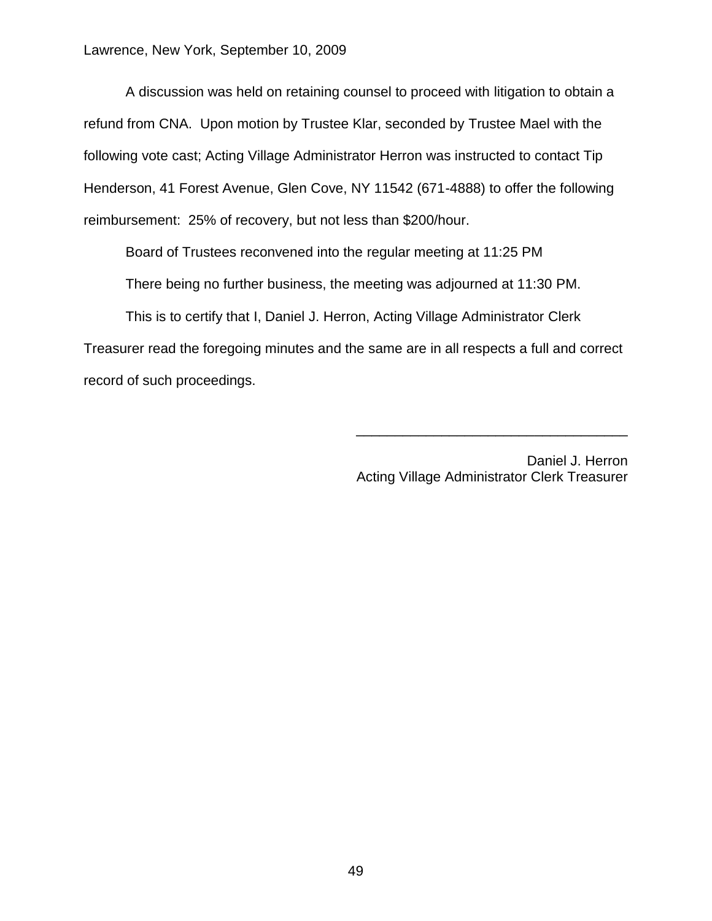Lawrence, New York, September 10, 2009

A discussion was held on retaining counsel to proceed with litigation to obtain a refund from CNA. Upon motion by Trustee Klar, seconded by Trustee Mael with the following vote cast; Acting Village Administrator Herron was instructed to contact Tip Henderson, 41 Forest Avenue, Glen Cove, NY 11542 (671-4888) to offer the following reimbursement: 25% of recovery, but not less than $200/hour.

Board of Trustees reconvened into the regular meeting at 11:25 PM

There being no further business, the meeting was adjourned at 11:30 PM.

This is to certify that I, Daniel J. Herron, Acting Village Administrator Clerk Treasurer read the foregoing minutes and the same are in all respects a full and correct record of such proceedings.

\_\_\_\_\_\_\_\_\_\_\_\_\_\_\_\_\_\_\_\_\_\_\_\_\_\_\_\_\_\_\_\_\_\_\_

Daniel J. Herron
Acting Village Administrator Clerk Treasurer